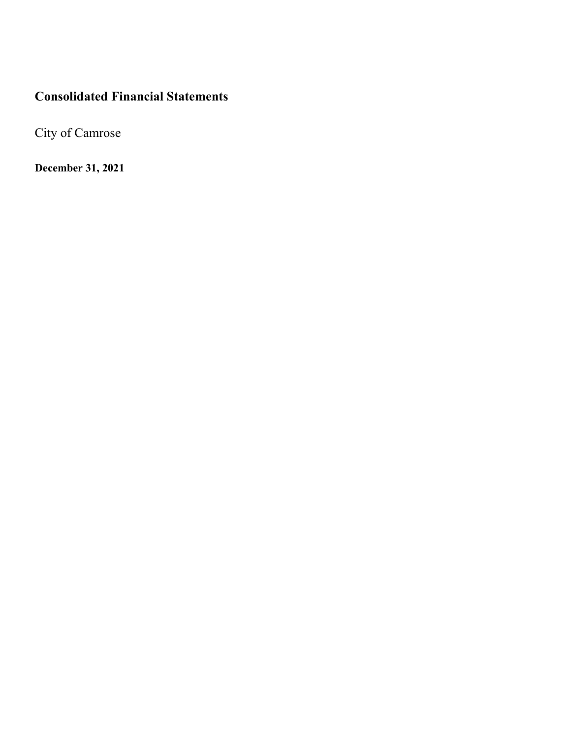# Consolidated Financial Statements

City of Camrose

**December 31, 2021**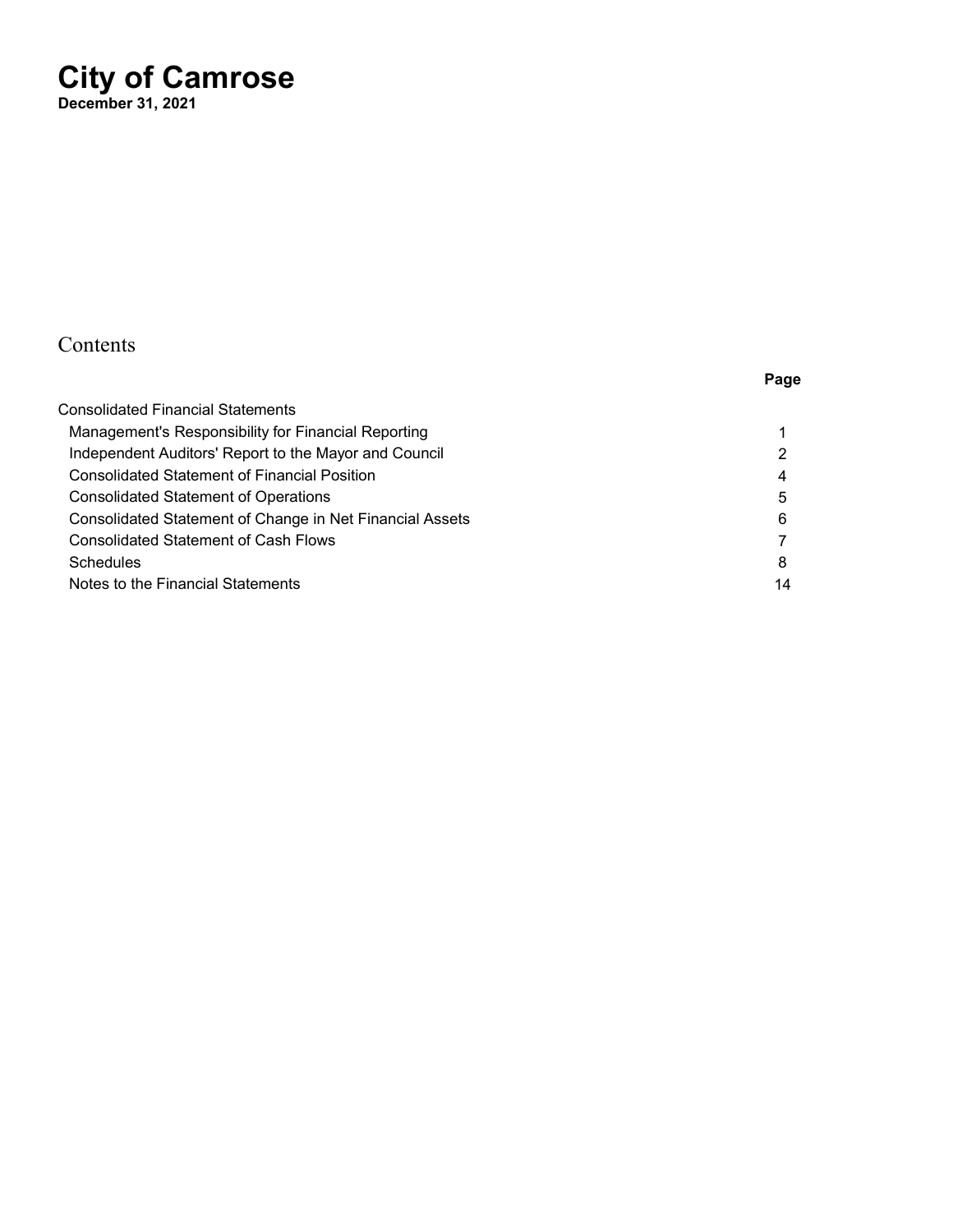# City of Camrose

**December 31, 2021**

## Contents

| | Page |
|---|---|
| Consolidated Financial Statements | |
| Management's Responsibility for Financial Reporting | 1 |
| Independent Auditors' Report to the Mayor and Council | 2 |
| Consolidated Statement of Financial Position | 4 |
| Consolidated Statement of Operations | 5 |
| Consolidated Statement of Change in Net Financial Assets | 6 |
| Consolidated Statement of Cash Flows | 7 |
| Schedules | 8 |
| Notes to the Financial Statements | 14 |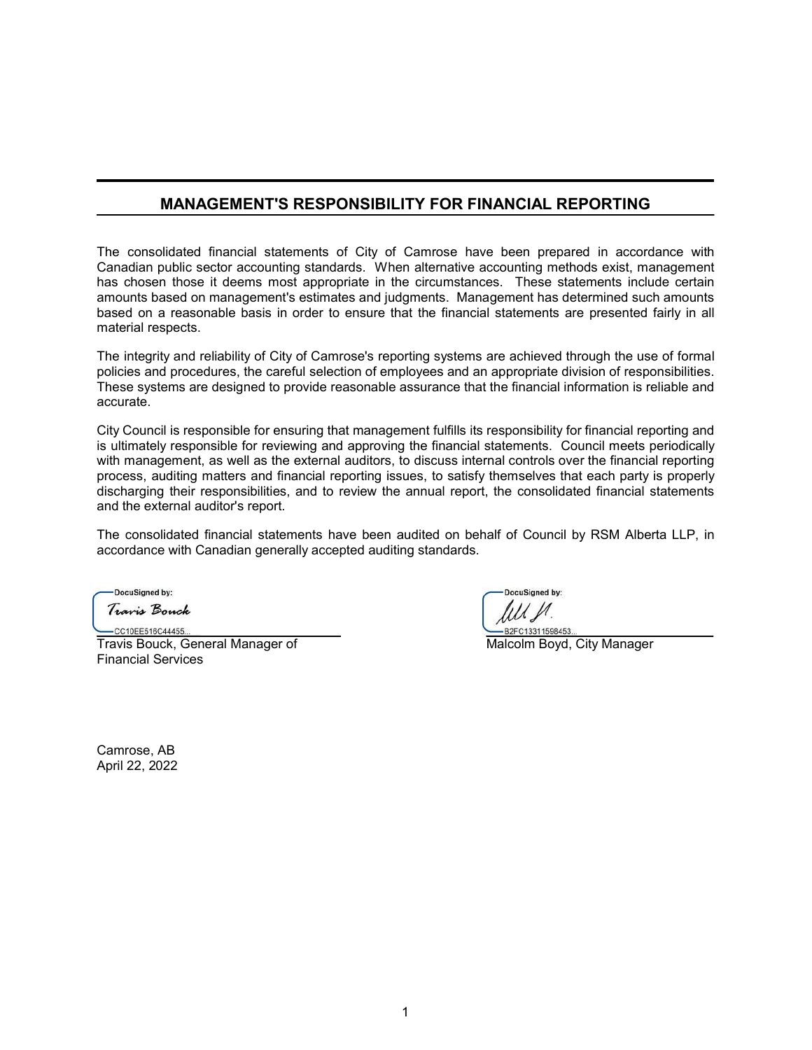## MANAGEMENT'S RESPONSIBILITY FOR FINANCIAL REPORTING

The consolidated financial statements of City of Camrose have been prepared in accordance with Canadian public sector accounting standards. When alternative accounting methods exist, management has chosen those it deems most appropriate in the circumstances. These statements include certain amounts based on management's estimates and judgments. Management has determined such amounts based on a reasonable basis in order to ensure that the financial statements are presented fairly in all material respects.

The integrity and reliability of City of Camrose's reporting systems are achieved through the use of formal policies and procedures, the careful selection of employees and an appropriate division of responsibilities. These systems are designed to provide reasonable assurance that the financial information is reliable and accurate.

City Council is responsible for ensuring that management fulfills its responsibility for financial reporting and is ultimately responsible for reviewing and approving the financial statements. Council meets periodically with management, as well as the external auditors, to discuss internal controls over the financial reporting process, auditing matters and financial reporting issues, to satisfy themselves that each party is properly discharging their responsibilities, and to review the annual report, the consolidated financial statements and the external auditor's report.

The consolidated financial statements have been audited on behalf of Council by RSM Alberta LLP, in accordance with Canadian generally accepted auditing standards.

DocuSigned by:
Travis Bouck
CC10EE516C44455...

Travis Bouck, General Manager of Financial Services

DocuSigned by:
B2FC13311598453...

Malcolm Boyd, City Manager

Camrose, AB
April 22, 2022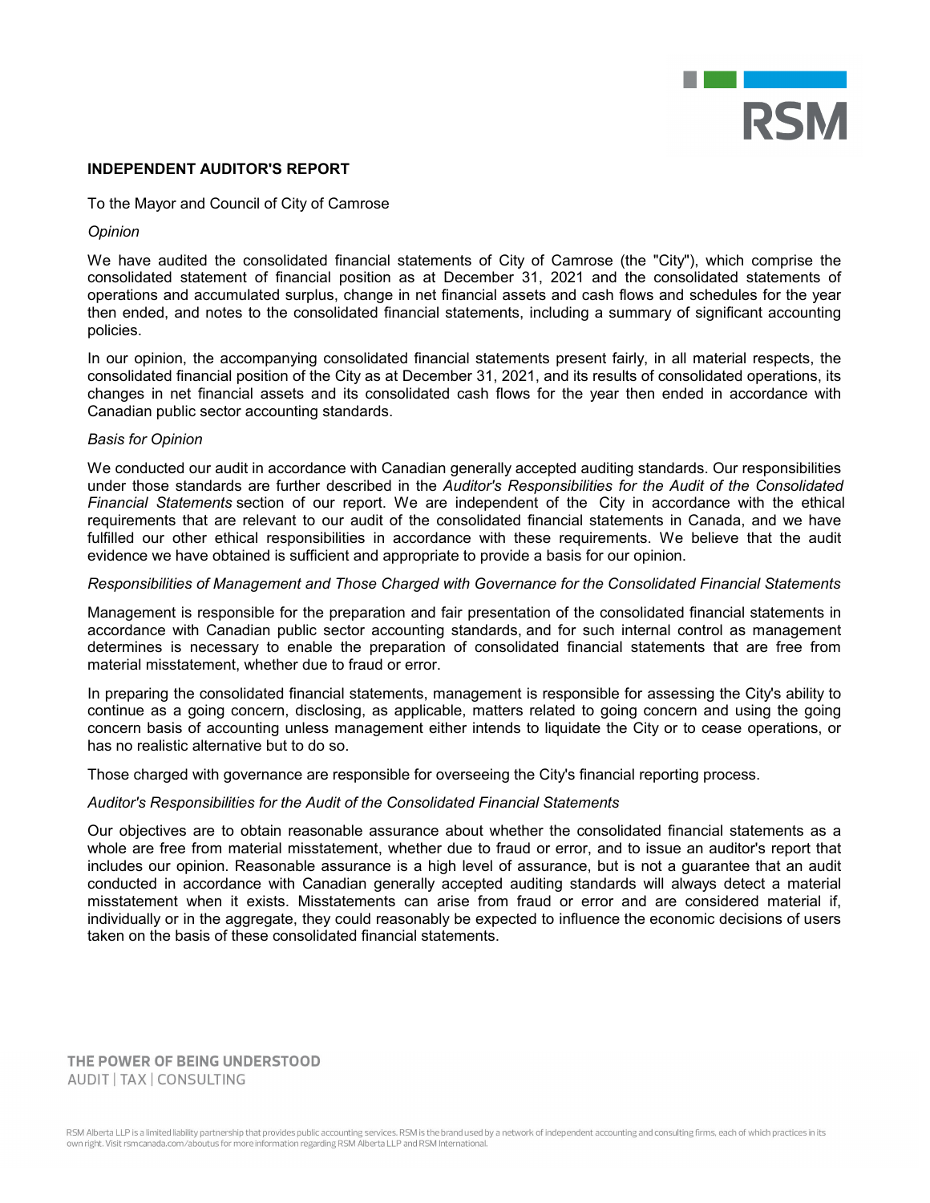## INDEPENDENT AUDITOR'S REPORT

To the Mayor and Council of City of Camrose

*Opinion*

We have audited the consolidated financial statements of City of Camrose (the "City"), which comprise the consolidated statement of financial position as at December 31, 2021 and the consolidated statements of operations and accumulated surplus, change in net financial assets and cash flows and schedules for the year then ended, and notes to the consolidated financial statements, including a summary of significant accounting policies.

In our opinion, the accompanying consolidated financial statements present fairly, in all material respects, the consolidated financial position of the City as at December 31, 2021, and its results of consolidated operations, its changes in net financial assets and its consolidated cash flows for the year then ended in accordance with Canadian public sector accounting standards.

*Basis for Opinion*

We conducted our audit in accordance with Canadian generally accepted auditing standards. Our responsibilities under those standards are further described in the *Auditor's Responsibilities for the Audit of the Consolidated Financial Statements* section of our report. We are independent of the City in accordance with the ethical requirements that are relevant to our audit of the consolidated financial statements in Canada, and we have fulfilled our other ethical responsibilities in accordance with these requirements. We believe that the audit evidence we have obtained is sufficient and appropriate to provide a basis for our opinion.

*Responsibilities of Management and Those Charged with Governance for the Consolidated Financial Statements*

Management is responsible for the preparation and fair presentation of the consolidated financial statements in accordance with Canadian public sector accounting standards, and for such internal control as management determines is necessary to enable the preparation of consolidated financial statements that are free from material misstatement, whether due to fraud or error.

In preparing the consolidated financial statements, management is responsible for assessing the City's ability to continue as a going concern, disclosing, as applicable, matters related to going concern and using the going concern basis of accounting unless management either intends to liquidate the City or to cease operations, or has no realistic alternative but to do so.

Those charged with governance are responsible for overseeing the City's financial reporting process.

*Auditor's Responsibilities for the Audit of the Consolidated Financial Statements*

Our objectives are to obtain reasonable assurance about whether the consolidated financial statements as a whole are free from material misstatement, whether due to fraud or error, and to issue an auditor's report that includes our opinion. Reasonable assurance is a high level of assurance, but is not a guarantee that an audit conducted in accordance with Canadian generally accepted auditing standards will always detect a material misstatement when it exists. Misstatements can arise from fraud or error and are considered material if, individually or in the aggregate, they could reasonably be expected to influence the economic decisions of users taken on the basis of these consolidated financial statements.

THE POWER OF BEING UNDERSTOOD
AUDIT | TAX | CONSULTING

RSM Alberta LLP is a limited liability partnership that provides public accounting services. RSM is the brand used by a network of independent accounting and consulting firms, each of which practices in its own right. Visit rsmcanada.com/aboutus for more information regarding RSM Alberta LLP and RSM International.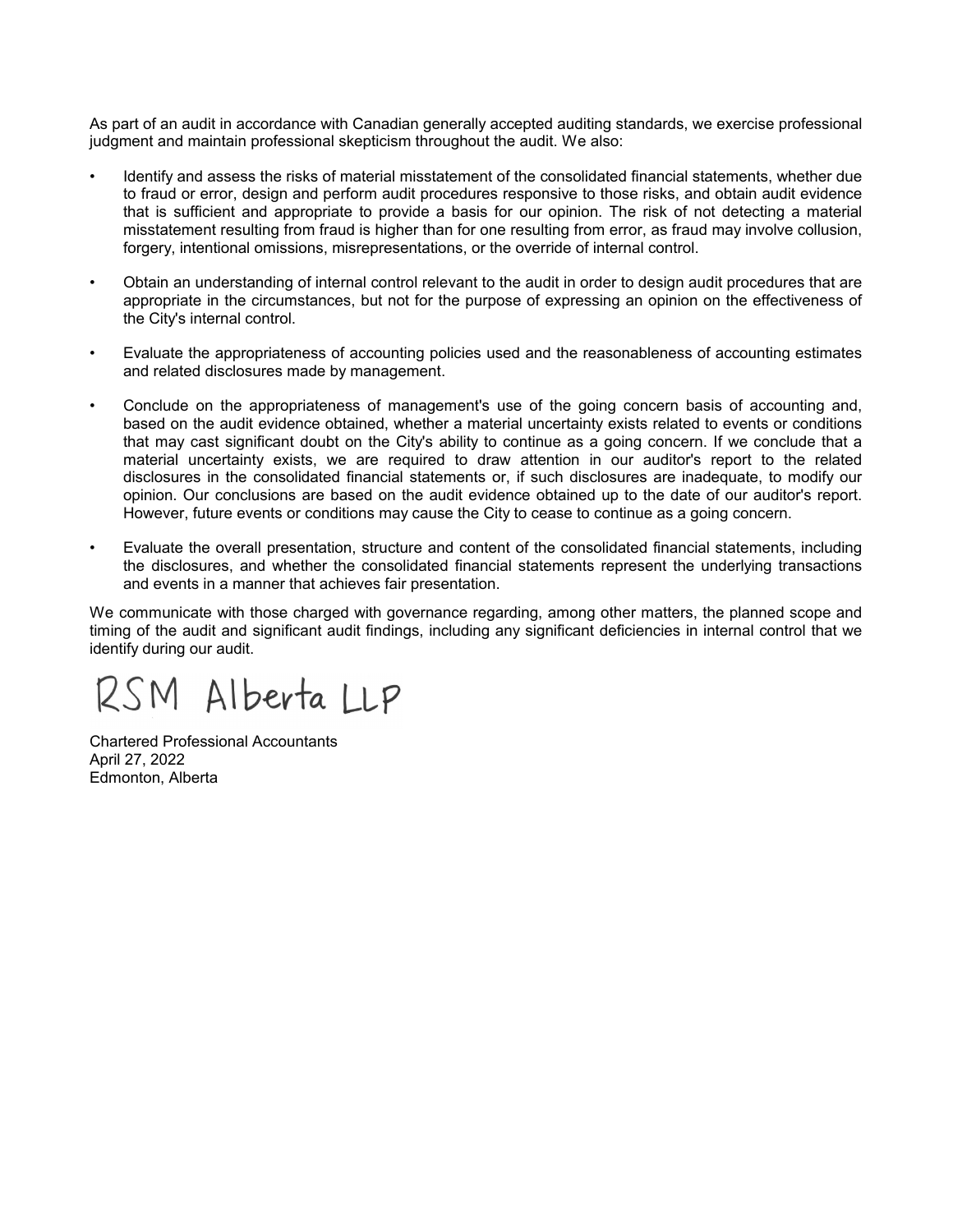As part of an audit in accordance with Canadian generally accepted auditing standards, we exercise professional judgment and maintain professional skepticism throughout the audit. We also:

- Identify and assess the risks of material misstatement of the consolidated financial statements, whether due to fraud or error, design and perform audit procedures responsive to those risks, and obtain audit evidence that is sufficient and appropriate to provide a basis for our opinion. The risk of not detecting a material misstatement resulting from fraud is higher than for one resulting from error, as fraud may involve collusion, forgery, intentional omissions, misrepresentations, or the override of internal control.

- Obtain an understanding of internal control relevant to the audit in order to design audit procedures that are appropriate in the circumstances, but not for the purpose of expressing an opinion on the effectiveness of the City's internal control.

- Evaluate the appropriateness of accounting policies used and the reasonableness of accounting estimates and related disclosures made by management.

- Conclude on the appropriateness of management's use of the going concern basis of accounting and, based on the audit evidence obtained, whether a material uncertainty exists related to events or conditions that may cast significant doubt on the City's ability to continue as a going concern. If we conclude that a material uncertainty exists, we are required to draw attention in our auditor's report to the related disclosures in the consolidated financial statements or, if such disclosures are inadequate, to modify our opinion. Our conclusions are based on the audit evidence obtained up to the date of our auditor's report. However, future events or conditions may cause the City to cease to continue as a going concern.

- Evaluate the overall presentation, structure and content of the consolidated financial statements, including the disclosures, and whether the consolidated financial statements represent the underlying transactions and events in a manner that achieves fair presentation.

We communicate with those charged with governance regarding, among other matters, the planned scope and timing of the audit and significant audit findings, including any significant deficiencies in internal control that we identify during our audit.

RSM Alberta LLP

Chartered Professional Accountants
April 27, 2022
Edmonton, Alberta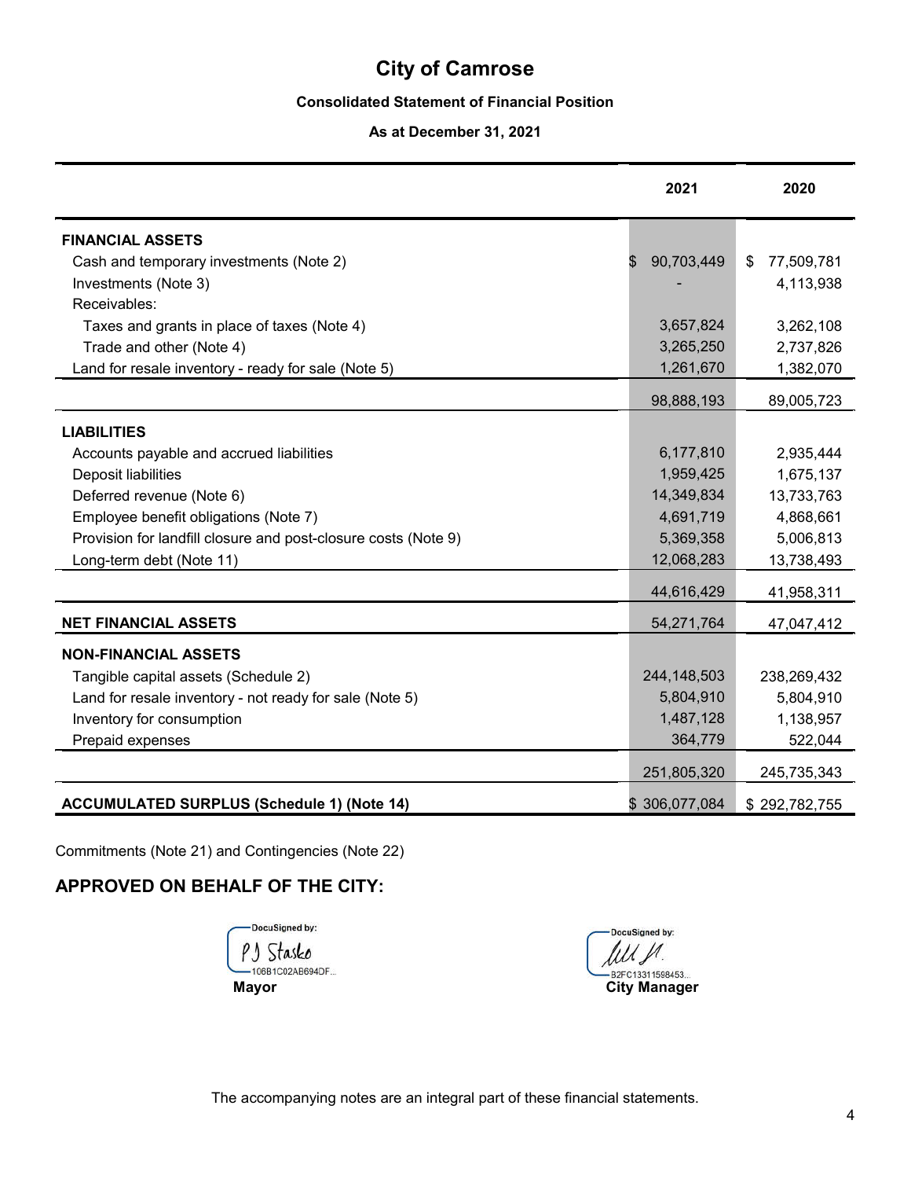# City of Camrose

### Consolidated Statement of Financial Position

### As at December 31, 2021

| | 2021 | 2020 |
|---|---|---|
| **FINANCIAL ASSETS** | | |
| Cash and temporary investments (Note 2) | $ 90,703,449 | $ 77,509,781 |
| Investments (Note 3) | - | 4,113,938 |
| Receivables: | | |
| Taxes and grants in place of taxes (Note 4) | 3,657,824 | 3,262,108 |
| Trade and other (Note 4) | 3,265,250 | 2,737,826 |
| Land for resale inventory - ready for sale (Note 5) | 1,261,670 | 1,382,070 |
| | 98,888,193 | 89,005,723 |
| **LIABILITIES** | | |
| Accounts payable and accrued liabilities | 6,177,810 | 2,935,444 |
| Deposit liabilities | 1,959,425 | 1,675,137 |
| Deferred revenue (Note 6) | 14,349,834 | 13,733,763 |
| Employee benefit obligations (Note 7) | 4,691,719 | 4,868,661 |
| Provision for landfill closure and post-closure costs (Note 9) | 5,369,358 | 5,006,813 |
| Long-term debt (Note 11) | 12,068,283 | 13,738,493 |
| | 44,616,429 | 41,958,311 |
| **NET FINANCIAL ASSETS** | 54,271,764 | 47,047,412 |
| **NON-FINANCIAL ASSETS** | | |
| Tangible capital assets (Schedule 2) | 244,148,503 | 238,269,432 |
| Land for resale inventory - not ready for sale (Note 5) | 5,804,910 | 5,804,910 |
| Inventory for consumption | 1,487,128 | 1,138,957 |
| Prepaid expenses | 364,779 | 522,044 |
| | 251,805,320 | 245,735,343 |
| **ACCUMULATED SURPLUS (Schedule 1) (Note 14)** | $ 306,077,084 | $ 292,782,755 |

Commitments (Note 21) and Contingencies (Note 22)

## APPROVED ON BEHALF OF THE CITY:

DocuSigned by: PJ Stasko
106B1C02AB694DF...
**Mayor**

DocuSigned by:
B2FC13311598453...
**City Manager**

The accompanying notes are an integral part of these financial statements.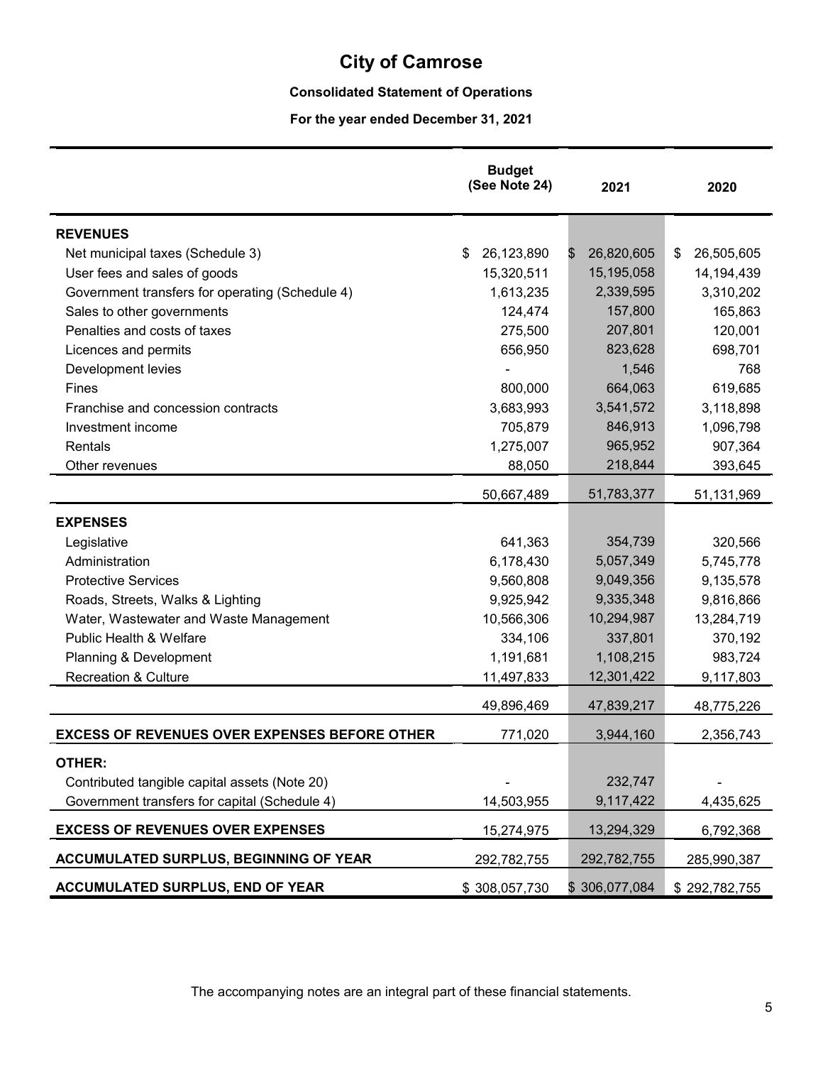# City of Camrose

**Consolidated Statement of Operations**

**For the year ended December 31, 2021**

| | Budget (See Note 24) | 2021 | 2020 |
|---|---|---|---|
| **REVENUES** | | | |
| Net municipal taxes (Schedule 3) | $ 26,123,890 | $ 26,820,605 | $ 26,505,605 |
| User fees and sales of goods | 15,320,511 | 15,195,058 | 14,194,439 |
| Government transfers for operating (Schedule 4) | 1,613,235 | 2,339,595 | 3,310,202 |
| Sales to other governments | 124,474 | 157,800 | 165,863 |
| Penalties and costs of taxes | 275,500 | 207,801 | 120,001 |
| Licences and permits | 656,950 | 823,628 | 698,701 |
| Development levies | - | 1,546 | 768 |
| Fines | 800,000 | 664,063 | 619,685 |
| Franchise and concession contracts | 3,683,993 | 3,541,572 | 3,118,898 |
| Investment income | 705,879 | 846,913 | 1,096,798 |
| Rentals | 1,275,007 | 965,952 | 907,364 |
| Other revenues | 88,050 | 218,844 | 393,645 |
| | 50,667,489 | 51,783,377 | 51,131,969 |
| **EXPENSES** | | | |
| Legislative | 641,363 | 354,739 | 320,566 |
| Administration | 6,178,430 | 5,057,349 | 5,745,778 |
| Protective Services | 9,560,808 | 9,049,356 | 9,135,578 |
| Roads, Streets, Walks & Lighting | 9,925,942 | 9,335,348 | 9,816,866 |
| Water, Wastewater and Waste Management | 10,566,306 | 10,294,987 | 13,284,719 |
| Public Health & Welfare | 334,106 | 337,801 | 370,192 |
| Planning & Development | 1,191,681 | 1,108,215 | 983,724 |
| Recreation & Culture | 11,497,833 | 12,301,422 | 9,117,803 |
| | 49,896,469 | 47,839,217 | 48,775,226 |
| **EXCESS OF REVENUES OVER EXPENSES BEFORE OTHER** | 771,020 | 3,944,160 | 2,356,743 |
| **OTHER:** | | | |
| Contributed tangible capital assets (Note 20) | - | 232,747 | - |
| Government transfers for capital (Schedule 4) | 14,503,955 | 9,117,422 | 4,435,625 |
| **EXCESS OF REVENUES OVER EXPENSES** | 15,274,975 | 13,294,329 | 6,792,368 |
| **ACCUMULATED SURPLUS, BEGINNING OF YEAR** | 292,782,755 | 292,782,755 | 285,990,387 |
| **ACCUMULATED SURPLUS, END OF YEAR** | $ 308,057,730 | $ 306,077,084 | $ 292,782,755 |

The accompanying notes are an integral part of these financial statements.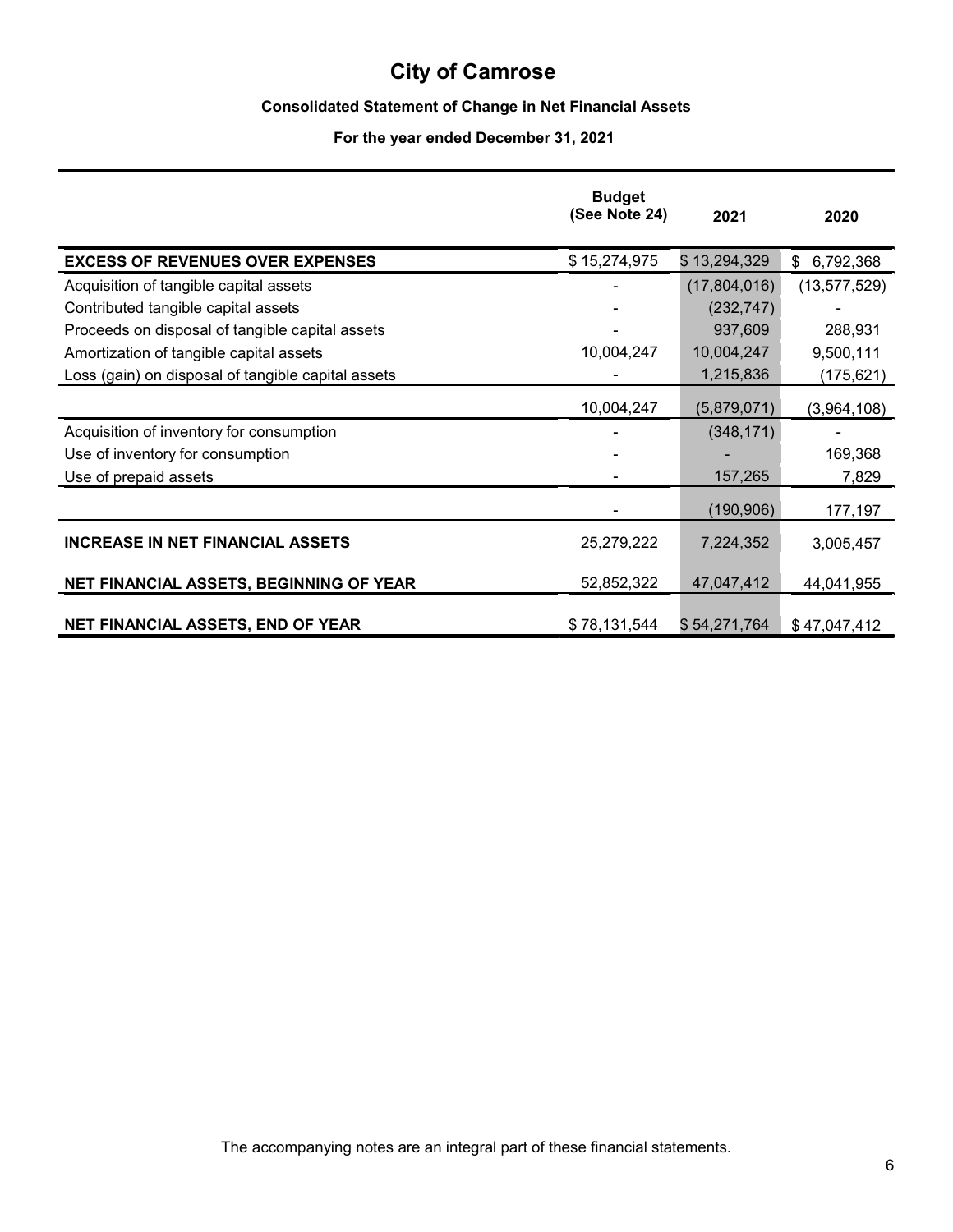# City of Camrose

### Consolidated Statement of Change in Net Financial Assets

### For the year ended December 31, 2021

| | Budget (See Note 24) | 2021 | 2020 |
|---|---|---|---|
| **EXCESS OF REVENUES OVER EXPENSES** | $ 15,274,975 | $ 13,294,329 | $ 6,792,368 |
| Acquisition of tangible capital assets | - | (17,804,016) | (13,577,529) |
| Contributed tangible capital assets | - | (232,747) | - |
| Proceeds on disposal of tangible capital assets | - | 937,609 | 288,931 |
| Amortization of tangible capital assets | 10,004,247 | 10,004,247 | 9,500,111 |
| Loss (gain) on disposal of tangible capital assets | - | 1,215,836 | (175,621) |
| | 10,004,247 | (5,879,071) | (3,964,108) |
| Acquisition of inventory for consumption | - | (348,171) | - |
| Use of inventory for consumption | - | - | 169,368 |
| Use of prepaid assets | - | 157,265 | 7,829 |
| | - | (190,906) | 177,197 |
| **INCREASE IN NET FINANCIAL ASSETS** | 25,279,222 | 7,224,352 | 3,005,457 |
| **NET FINANCIAL ASSETS, BEGINNING OF YEAR** | 52,852,322 | 47,047,412 | 44,041,955 |
| **NET FINANCIAL ASSETS, END OF YEAR** | $ 78,131,544 | $ 54,271,764 | $ 47,047,412 |

The accompanying notes are an integral part of these financial statements.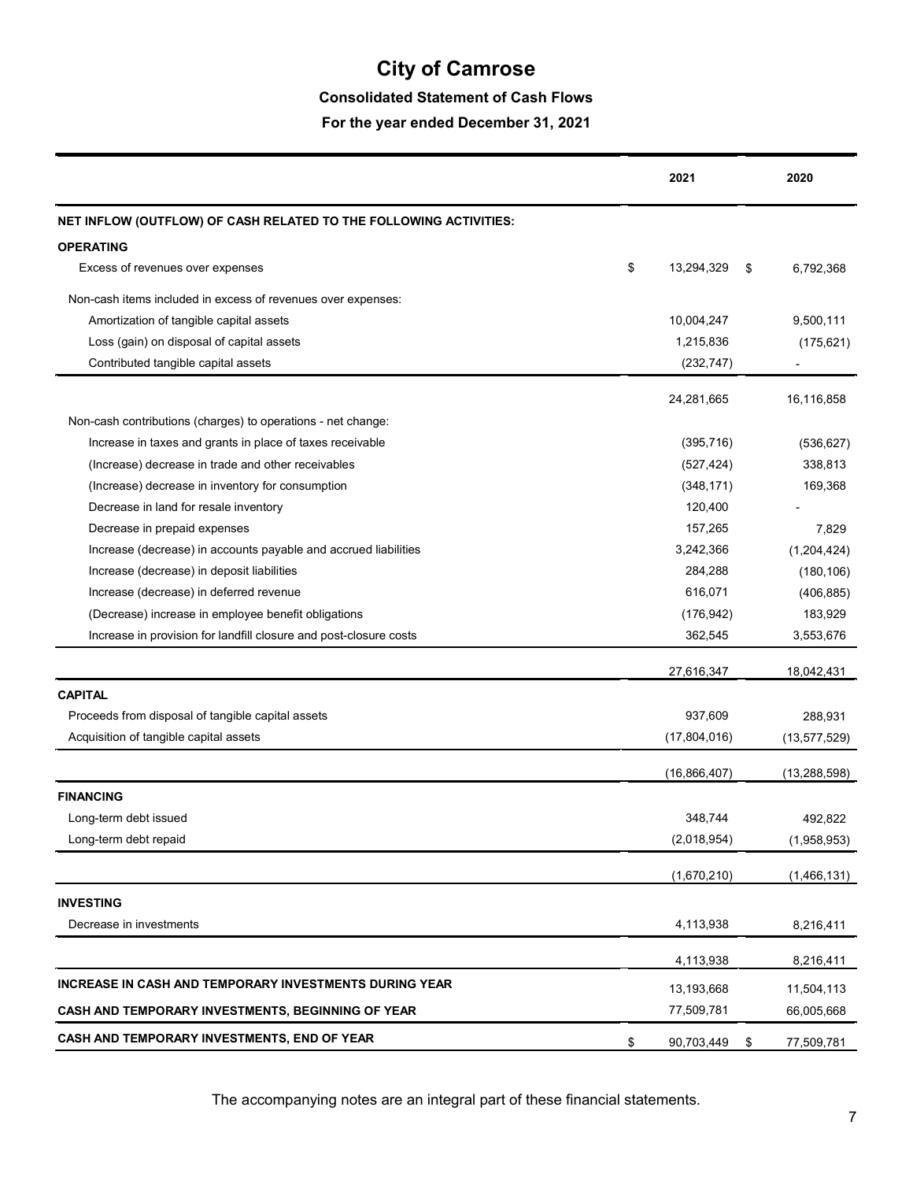# City of Camrose

## Consolidated Statement of Cash Flows

### For the year ended December 31, 2021

| | 2021 | 2020 |
|---|---|---|
| **NET INFLOW (OUTFLOW) OF CASH RELATED TO THE FOLLOWING ACTIVITIES:** | | |
| **OPERATING** | | |
| Excess of revenues over expenses | $ 13,294,329 | $ 6,792,368 |
| Non-cash items included in excess of revenues over expenses: | | |
| Amortization of tangible capital assets | 10,004,247 | 9,500,111 |
| Loss (gain) on disposal of capital assets | 1,215,836 | (175,621) |
| Contributed tangible capital assets | (232,747) | - |
| | 24,281,665 | 16,116,858 |
| Non-cash contributions (charges) to operations - net change: | | |
| Increase in taxes and grants in place of taxes receivable | (395,716) | (536,627) |
| (Increase) decrease in trade and other receivables | (527,424) | 338,813 |
| (Increase) decrease in inventory for consumption | (348,171) | 169,368 |
| Decrease in land for resale inventory | 120,400 | - |
| Decrease in prepaid expenses | 157,265 | 7,829 |
| Increase (decrease) in accounts payable and accrued liabilities | 3,242,366 | (1,204,424) |
| Increase (decrease) in deposit liabilities | 284,288 | (180,106) |
| Increase (decrease) in deferred revenue | 616,071 | (406,885) |
| (Decrease) increase in employee benefit obligations | (176,942) | 183,929 |
| Increase in provision for landfill closure and post-closure costs | 362,545 | 3,553,676 |
| | 27,616,347 | 18,042,431 |
| **CAPITAL** | | |
| Proceeds from disposal of tangible capital assets | 937,609 | 288,931 |
| Acquisition of tangible capital assets | (17,804,016) | (13,577,529) |
| | (16,866,407) | (13,288,598) |
| **FINANCING** | | |
| Long-term debt issued | 348,744 | 492,822 |
| Long-term debt repaid | (2,018,954) | (1,958,953) |
| | (1,670,210) | (1,466,131) |
| **INVESTING** | | |
| Decrease in investments | 4,113,938 | 8,216,411 |
| | 4,113,938 | 8,216,411 |
| **INCREASE IN CASH AND TEMPORARY INVESTMENTS DURING YEAR** | 13,193,668 | 11,504,113 |
| **CASH AND TEMPORARY INVESTMENTS, BEGINNING OF YEAR** | 77,509,781 | 66,005,668 |
| **CASH AND TEMPORARY INVESTMENTS, END OF YEAR** | $ 90,703,449 | $ 77,509,781 |

The accompanying notes are an integral part of these financial statements.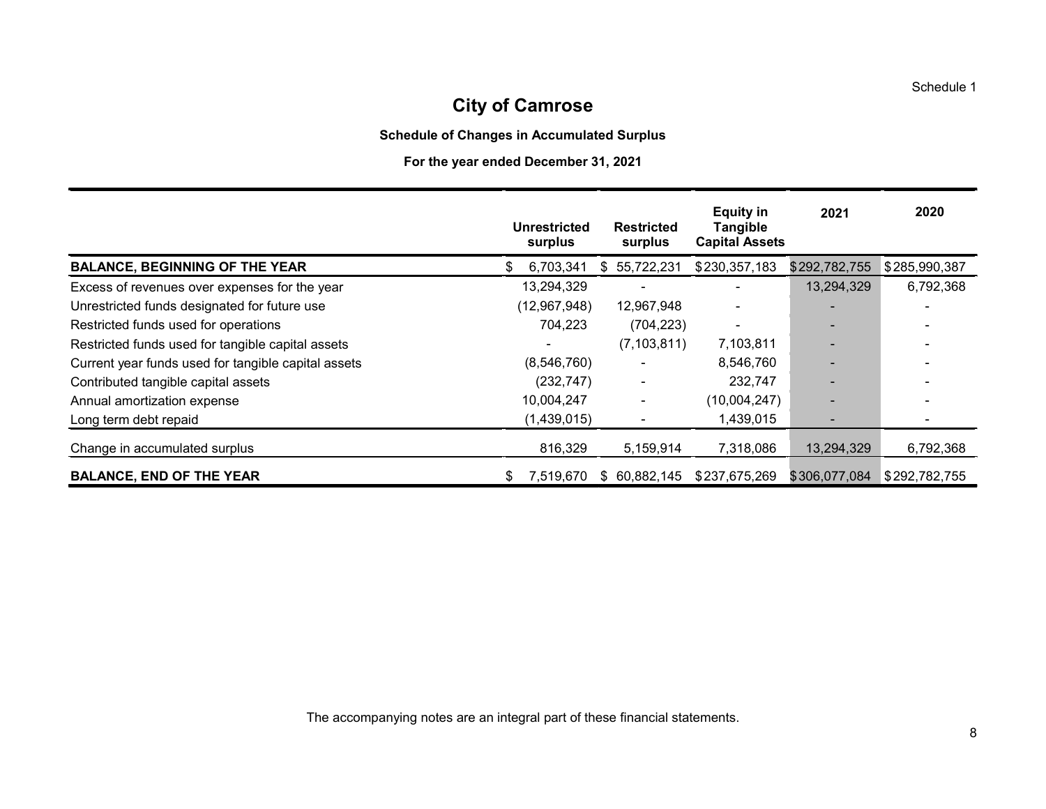Schedule 1

# City of Camrose

### Schedule of Changes in Accumulated Surplus

### For the year ended December 31, 2021

| | Unrestricted surplus | Restricted surplus | Equity in Tangible Capital Assets | 2021 | 2020 |
|---|---|---|---|---|---|
| **BALANCE, BEGINNING OF THE YEAR** | $ 6,703,341 | $ 55,722,231 | $ 230,357,183 | $ 292,782,755 | $ 285,990,387 |
| Excess of revenues over expenses for the year | 13,294,329 | - | - | 13,294,329 | 6,792,368 |
| Unrestricted funds designated for future use | (12,967,948) | 12,967,948 | - | - | - |
| Restricted funds used for operations | 704,223 | (704,223) | - | - | - |
| Restricted funds used for tangible capital assets | - | (7,103,811) | 7,103,811 | - | - |
| Current year funds used for tangible capital assets | (8,546,760) | - | 8,546,760 | - | - |
| Contributed tangible capital assets | (232,747) | - | 232,747 | - | - |
| Annual amortization expense | 10,004,247 | - | (10,004,247) | - | - |
| Long term debt repaid | (1,439,015) | - | 1,439,015 | - | - |
| Change in accumulated surplus | 816,329 | 5,159,914 | 7,318,086 | 13,294,329 | 6,792,368 |
| **BALANCE, END OF THE YEAR** | $ 7,519,670 | $ 60,882,145 | $ 237,675,269 | $ 306,077,084 | $ 292,782,755 |

The accompanying notes are an integral part of these financial statements.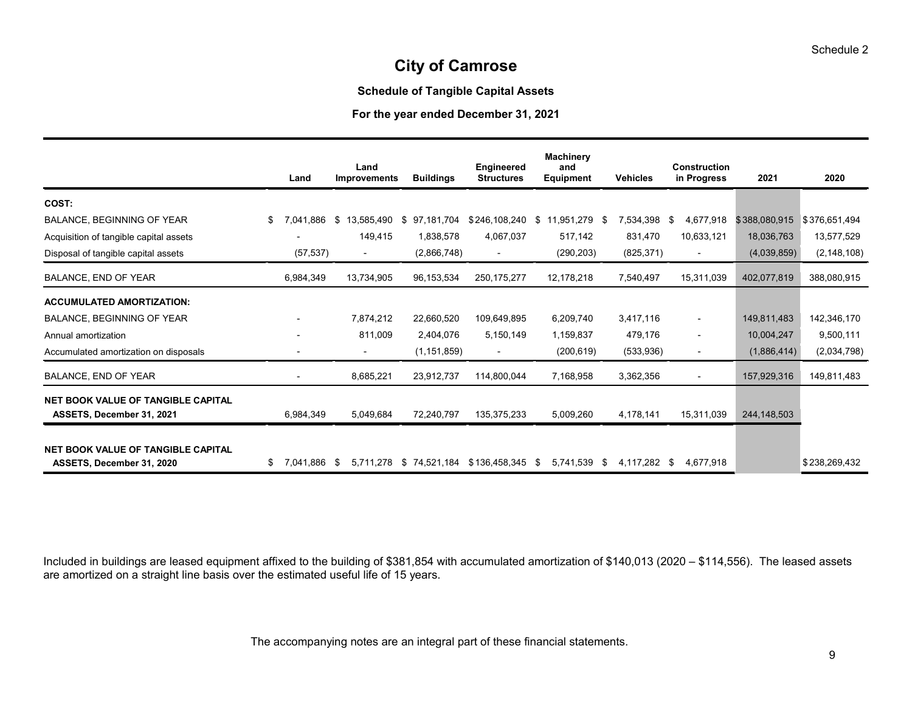Schedule 2

# City of Camrose

### Schedule of Tangible Capital Assets

### For the year ended December 31, 2021

| | Land | Land Improvements | Buildings | Engineered Structures | Machinery and Equipment | Vehicles | Construction in Progress | 2021 | 2020 |
|---|---|---|---|---|---|---|---|---|---|
| **COST:** | | | | | | | | | |
| BALANCE, BEGINNING OF YEAR | $ 7,041,886 | $ 13,585,490 | $ 97,181,704 | $246,108,240 | $ 11,951,279 | $ 7,534,398 | $ 4,677,918 | $388,080,915 | $376,651,494 |
| Acquisition of tangible capital assets | - | 149,415 | 1,838,578 | 4,067,037 | 517,142 | 831,470 | 10,633,121 | 18,036,763 | 13,577,529 |
| Disposal of tangible capital assets | (57,537) | - | (2,866,748) | - | (290,203) | (825,371) | - | (4,039,859) | (2,148,108) |
| BALANCE, END OF YEAR | 6,984,349 | 13,734,905 | 96,153,534 | 250,175,277 | 12,178,218 | 7,540,497 | 15,311,039 | 402,077,819 | 388,080,915 |
| **ACCUMULATED AMORTIZATION:** | | | | | | | | | |
| BALANCE, BEGINNING OF YEAR | - | 7,874,212 | 22,660,520 | 109,649,895 | 6,209,740 | 3,417,116 | - | 149,811,483 | 142,346,170 |
| Annual amortization | - | 811,009 | 2,404,076 | 5,150,149 | 1,159,837 | 479,176 | - | 10,004,247 | 9,500,111 |
| Accumulated amortization on disposals | - | - | (1,151,859) | - | (200,619) | (533,936) | - | (1,886,414) | (2,034,798) |
| BALANCE, END OF YEAR | - | 8,685,221 | 23,912,737 | 114,800,044 | 7,168,958 | 3,362,356 | - | 157,929,316 | 149,811,483 |
| **NET BOOK VALUE OF TANGIBLE CAPITAL ASSETS, December 31, 2021** | 6,984,349 | 5,049,684 | 72,240,797 | 135,375,233 | 5,009,260 | 4,178,141 | 15,311,039 | 244,148,503 | |
| **NET BOOK VALUE OF TANGIBLE CAPITAL ASSETS, December 31, 2020** | $ 7,041,886 | $ 5,711,278 | $ 74,521,184 | $136,458,345 | $ 5,741,539 | $ 4,117,282 | $ 4,677,918 | | $238,269,432 |

Included in buildings are leased equipment affixed to the building of $381,854 with accumulated amortization of $140,013 (2020 – $114,556). The leased assets are amortized on a straight line basis over the estimated useful life of 15 years.

The accompanying notes are an integral part of these financial statements.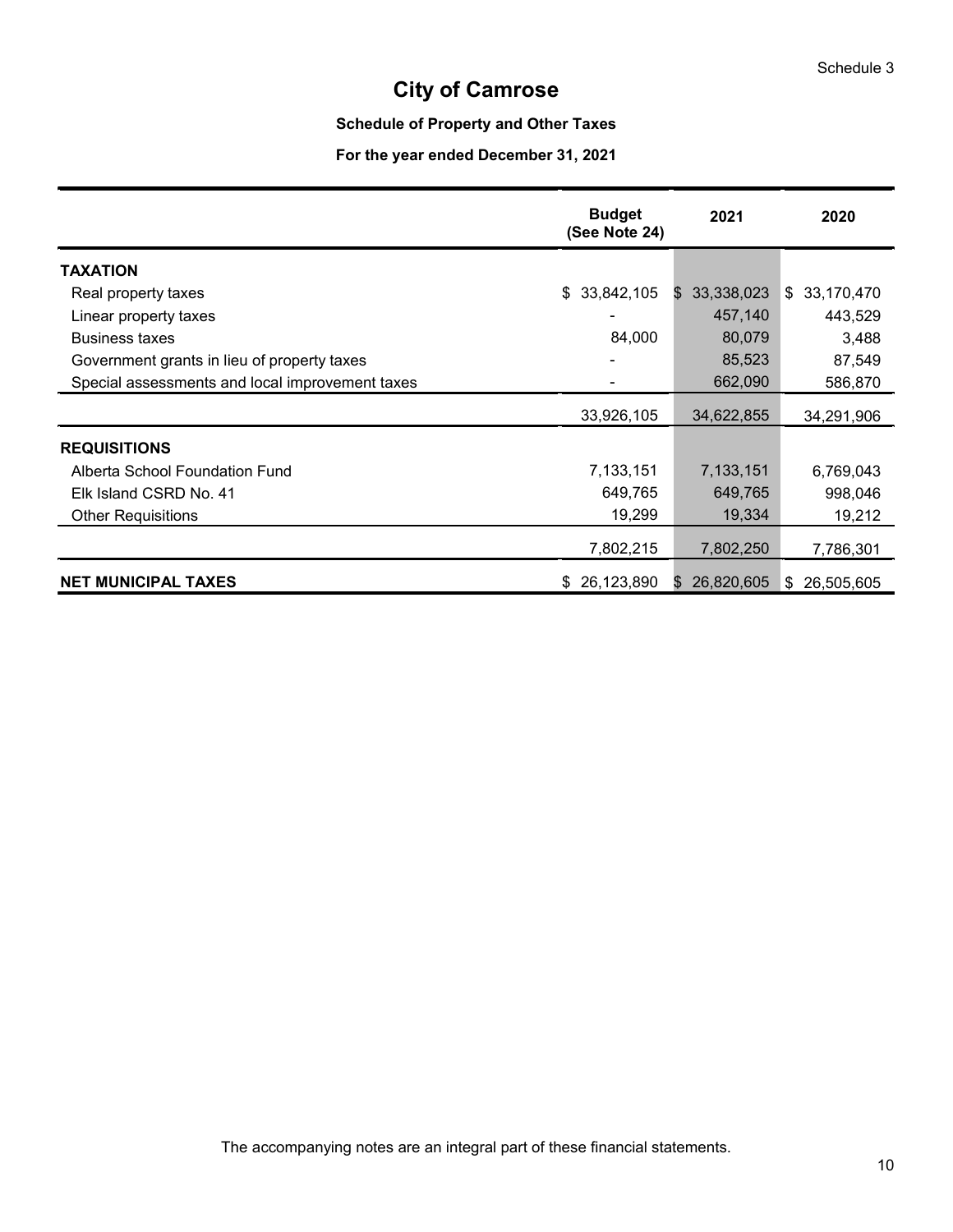Schedule 3

# City of Camrose

### Schedule of Property and Other Taxes

### For the year ended December 31, 2021

| | Budget (See Note 24) | 2021 | 2020 |
|---|---|---|---|
| **TAXATION** | | | |
| Real property taxes | $ 33,842,105 | $ 33,338,023 | $ 33,170,470 |
| Linear property taxes | - | 457,140 | 443,529 |
| Business taxes | 84,000 | 80,079 | 3,488 |
| Government grants in lieu of property taxes | - | 85,523 | 87,549 |
| Special assessments and local improvement taxes | - | 662,090 | 586,870 |
| | 33,926,105 | 34,622,855 | 34,291,906 |
| **REQUISITIONS** | | | |
| Alberta School Foundation Fund | 7,133,151 | 7,133,151 | 6,769,043 |
| Elk Island CSRD No. 41 | 649,765 | 649,765 | 998,046 |
| Other Requisitions | 19,299 | 19,334 | 19,212 |
| | 7,802,215 | 7,802,250 | 7,786,301 |
| **NET MUNICIPAL TAXES** | $ 26,123,890 | $ 26,820,605 | $ 26,505,605 |

The accompanying notes are an integral part of these financial statements.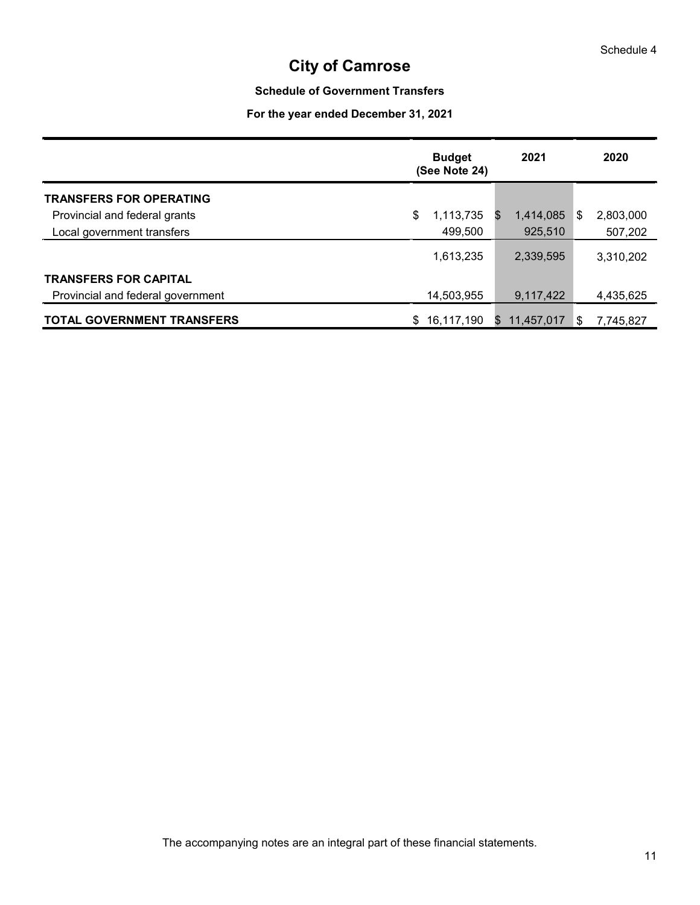Schedule 4

# City of Camrose

### Schedule of Government Transfers

### For the year ended December 31, 2021

| | Budget (See Note 24) | 2021 | 2020 |
|---|---|---|---|
| **TRANSFERS FOR OPERATING** | | | |
| Provincial and federal grants | $ 1,113,735 | $ 1,414,085 | $ 2,803,000 |
| Local government transfers | 499,500 | 925,510 | 507,202 |
| | 1,613,235 | 2,339,595 | 3,310,202 |
| **TRANSFERS FOR CAPITAL** | | | |
| Provincial and federal government | 14,503,955 | 9,117,422 | 4,435,625 |
| **TOTAL GOVERNMENT TRANSFERS** | $ 16,117,190 | $ 11,457,017 | $ 7,745,827 |

The accompanying notes are an integral part of these financial statements.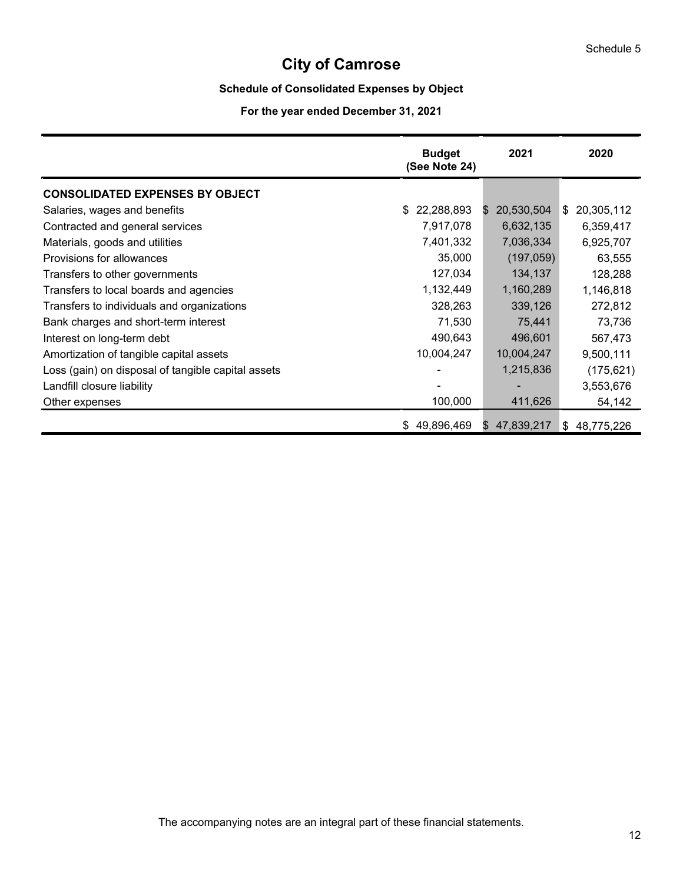Schedule 5

# City of Camrose

### Schedule of Consolidated Expenses by Object

### For the year ended December 31, 2021

| | Budget (See Note 24) | 2021 | 2020 |
|---|---|---|---|
| **CONSOLIDATED EXPENSES BY OBJECT** | | | |
| Salaries, wages and benefits | $ 22,288,893 | $ 20,530,504 | $ 20,305,112 |
| Contracted and general services | 7,917,078 | 6,632,135 | 6,359,417 |
| Materials, goods and utilities | 7,401,332 | 7,036,334 | 6,925,707 |
| Provisions for allowances | 35,000 | (197,059) | 63,555 |
| Transfers to other governments | 127,034 | 134,137 | 128,288 |
| Transfers to local boards and agencies | 1,132,449 | 1,160,289 | 1,146,818 |
| Transfers to individuals and organizations | 328,263 | 339,126 | 272,812 |
| Bank charges and short-term interest | 71,530 | 75,441 | 73,736 |
| Interest on long-term debt | 490,643 | 496,601 | 567,473 |
| Amortization of tangible capital assets | 10,004,247 | 10,004,247 | 9,500,111 |
| Loss (gain) on disposal of tangible capital assets | - | 1,215,836 | (175,621) |
| Landfill closure liability | - | - | 3,553,676 |
| Other expenses | 100,000 | 411,626 | 54,142 |
| | $ 49,896,469 | $ 47,839,217 | $ 48,775,226 |

The accompanying notes are an integral part of these financial statements.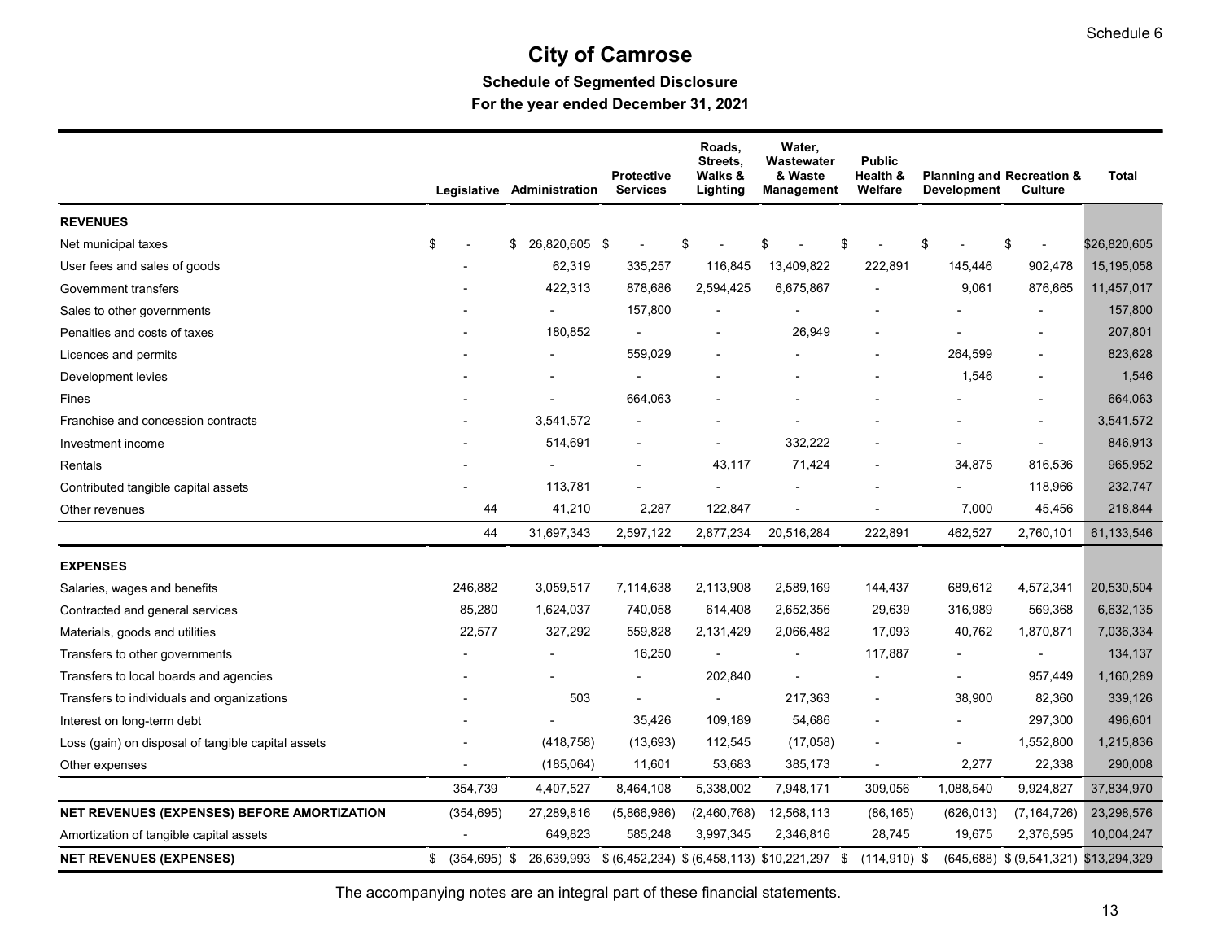Schedule 6

# City of Camrose

## Schedule of Segmented Disclosure

### For the year ended December 31, 2021

| | Legislative | Administration | Protective Services | Roads, Streets, Walks & Lighting | Water, Wastewater & Waste Management | Public Health & Welfare | Planning and Development | Recreation & Culture | Total |
|---|---|---|---|---|---|---|---|---|---|
| **REVENUES** | | | | | | | | | |
| Net municipal taxes | $ - | $ 26,820,605 | $ - | $ - | $ - | $ - | $ - | $ - | $26,820,605 |
| User fees and sales of goods | - | 62,319 | 335,257 | 116,845 | 13,409,822 | 222,891 | 145,446 | 902,478 | 15,195,058 |
| Government transfers | - | 422,313 | 878,686 | 2,594,425 | 6,675,867 | - | 9,061 | 876,665 | 11,457,017 |
| Sales to other governments | - | - | 157,800 | - | - | - | - | - | 157,800 |
| Penalties and costs of taxes | - | 180,852 | - | - | 26,949 | - | - | - | 207,801 |
| Licences and permits | - | - | 559,029 | - | - | - | 264,599 | - | 823,628 |
| Development levies | - | - | - | - | - | - | 1,546 | - | 1,546 |
| Fines | - | - | 664,063 | - | - | - | - | - | 664,063 |
| Franchise and concession contracts | - | 3,541,572 | - | - | - | - | - | - | 3,541,572 |
| Investment income | - | 514,691 | - | - | 332,222 | - | - | - | 846,913 |
| Rentals | - | - | - | 43,117 | 71,424 | - | 34,875 | 816,536 | 965,952 |
| Contributed tangible capital assets | - | 113,781 | - | - | - | - | - | 118,966 | 232,747 |
| Other revenues | 44 | 41,210 | 2,287 | 122,847 | - | - | 7,000 | 45,456 | 218,844 |
| | 44 | 31,697,343 | 2,597,122 | 2,877,234 | 20,516,284 | 222,891 | 462,527 | 2,760,101 | 61,133,546 |
| **EXPENSES** | | | | | | | | | |
| Salaries, wages and benefits | 246,882 | 3,059,517 | 7,114,638 | 2,113,908 | 2,589,169 | 144,437 | 689,612 | 4,572,341 | 20,530,504 |
| Contracted and general services | 85,280 | 1,624,037 | 740,058 | 614,408 | 2,652,356 | 29,639 | 316,989 | 569,368 | 6,632,135 |
| Materials, goods and utilities | 22,577 | 327,292 | 559,828 | 2,131,429 | 2,066,482 | 17,093 | 40,762 | 1,870,871 | 7,036,334 |
| Transfers to other governments | - | - | 16,250 | - | - | 117,887 | - | - | 134,137 |
| Transfers to local boards and agencies | - | - | - | 202,840 | - | - | - | 957,449 | 1,160,289 |
| Transfers to individuals and organizations | - | 503 | - | - | 217,363 | - | 38,900 | 82,360 | 339,126 |
| Interest on long-term debt | - | - | 35,426 | 109,189 | 54,686 | - | - | 297,300 | 496,601 |
| Loss (gain) on disposal of tangible capital assets | - | (418,758) | (13,693) | 112,545 | (17,058) | - | - | 1,552,800 | 1,215,836 |
| Other expenses | - | (185,064) | 11,601 | 53,683 | 385,173 | - | 2,277 | 22,338 | 290,008 |
| | 354,739 | 4,407,527 | 8,464,108 | 5,338,002 | 7,948,171 | 309,056 | 1,088,540 | 9,924,827 | 37,834,970 |
| **NET REVENUES (EXPENSES) BEFORE AMORTIZATION** | (354,695) | 27,289,816 | (5,866,986) | (2,460,768) | 12,568,113 | (86,165) | (626,013) | (7,164,726) | 23,298,576 |
| Amortization of tangible capital assets | - | 649,823 | 585,248 | 3,997,345 | 2,346,816 | 28,745 | 19,675 | 2,376,595 | 10,004,247 |
| **NET REVENUES (EXPENSES)** | $ (354,695) | $ 26,639,993 | $ (6,452,234) | $ (6,458,113) | $10,221,297 | $ (114,910) | $ (645,688) | $ (9,541,321) | $13,294,329 |

The accompanying notes are an integral part of these financial statements.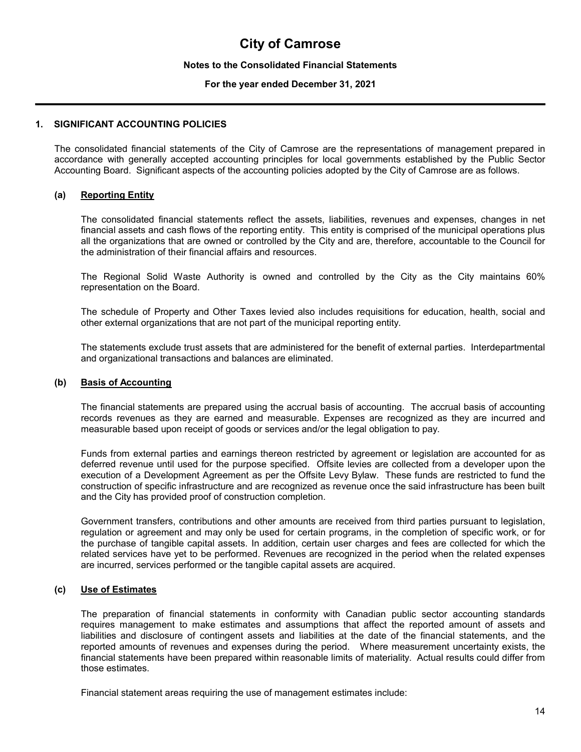# City of Camrose

**Notes to the Consolidated Financial Statements**

**For the year ended December 31, 2021**

## 1. SIGNIFICANT ACCOUNTING POLICIES

The consolidated financial statements of the City of Camrose are the representations of management prepared in accordance with generally accepted accounting principles for local governments established by the Public Sector Accounting Board. Significant aspects of the accounting policies adopted by the City of Camrose are as follows.

### (a) Reporting Entity

The consolidated financial statements reflect the assets, liabilities, revenues and expenses, changes in net financial assets and cash flows of the reporting entity. This entity is comprised of the municipal operations plus all the organizations that are owned or controlled by the City and are, therefore, accountable to the Council for the administration of their financial affairs and resources.

The Regional Solid Waste Authority is owned and controlled by the City as the City maintains 60% representation on the Board.

The schedule of Property and Other Taxes levied also includes requisitions for education, health, social and other external organizations that are not part of the municipal reporting entity.

The statements exclude trust assets that are administered for the benefit of external parties. Interdepartmental and organizational transactions and balances are eliminated.

### (b) Basis of Accounting

The financial statements are prepared using the accrual basis of accounting. The accrual basis of accounting records revenues as they are earned and measurable. Expenses are recognized as they are incurred and measurable based upon receipt of goods or services and/or the legal obligation to pay.

Funds from external parties and earnings thereon restricted by agreement or legislation are accounted for as deferred revenue until used for the purpose specified. Offsite levies are collected from a developer upon the execution of a Development Agreement as per the Offsite Levy Bylaw. These funds are restricted to fund the construction of specific infrastructure and are recognized as revenue once the said infrastructure has been built and the City has provided proof of construction completion.

Government transfers, contributions and other amounts are received from third parties pursuant to legislation, regulation or agreement and may only be used for certain programs, in the completion of specific work, or for the purchase of tangible capital assets. In addition, certain user charges and fees are collected for which the related services have yet to be performed. Revenues are recognized in the period when the related expenses are incurred, services performed or the tangible capital assets are acquired.

### (c) Use of Estimates

The preparation of financial statements in conformity with Canadian public sector accounting standards requires management to make estimates and assumptions that affect the reported amount of assets and liabilities and disclosure of contingent assets and liabilities at the date of the financial statements, and the reported amounts of revenues and expenses during the period. Where measurement uncertainty exists, the financial statements have been prepared within reasonable limits of materiality. Actual results could differ from those estimates.

Financial statement areas requiring the use of management estimates include: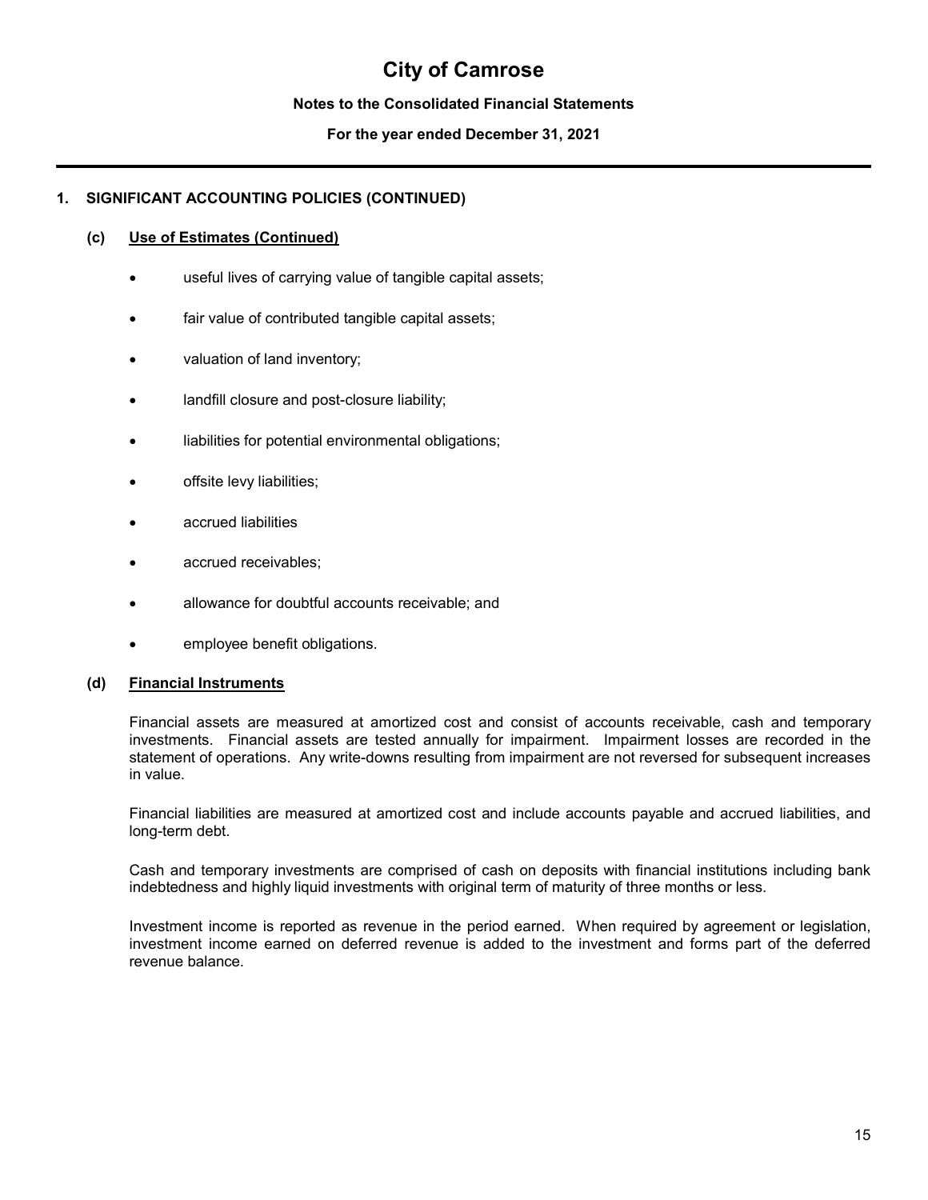# City of Camrose

**Notes to the Consolidated Financial Statements**

**For the year ended December 31, 2021**

## 1. SIGNIFICANT ACCOUNTING POLICIES (CONTINUED)

### (c) Use of Estimates (Continued)

- useful lives of carrying value of tangible capital assets;
- fair value of contributed tangible capital assets;
- valuation of land inventory;
- landfill closure and post-closure liability;
- liabilities for potential environmental obligations;
- offsite levy liabilities;
- accrued liabilities
- accrued receivables;
- allowance for doubtful accounts receivable; and
- employee benefit obligations.

### (d) Financial Instruments

Financial assets are measured at amortized cost and consist of accounts receivable, cash and temporary investments. Financial assets are tested annually for impairment. Impairment losses are recorded in the statement of operations. Any write-downs resulting from impairment are not reversed for subsequent increases in value.

Financial liabilities are measured at amortized cost and include accounts payable and accrued liabilities, and long-term debt.

Cash and temporary investments are comprised of cash on deposits with financial institutions including bank indebtedness and highly liquid investments with original term of maturity of three months or less.

Investment income is reported as revenue in the period earned. When required by agreement or legislation, investment income earned on deferred revenue is added to the investment and forms part of the deferred revenue balance.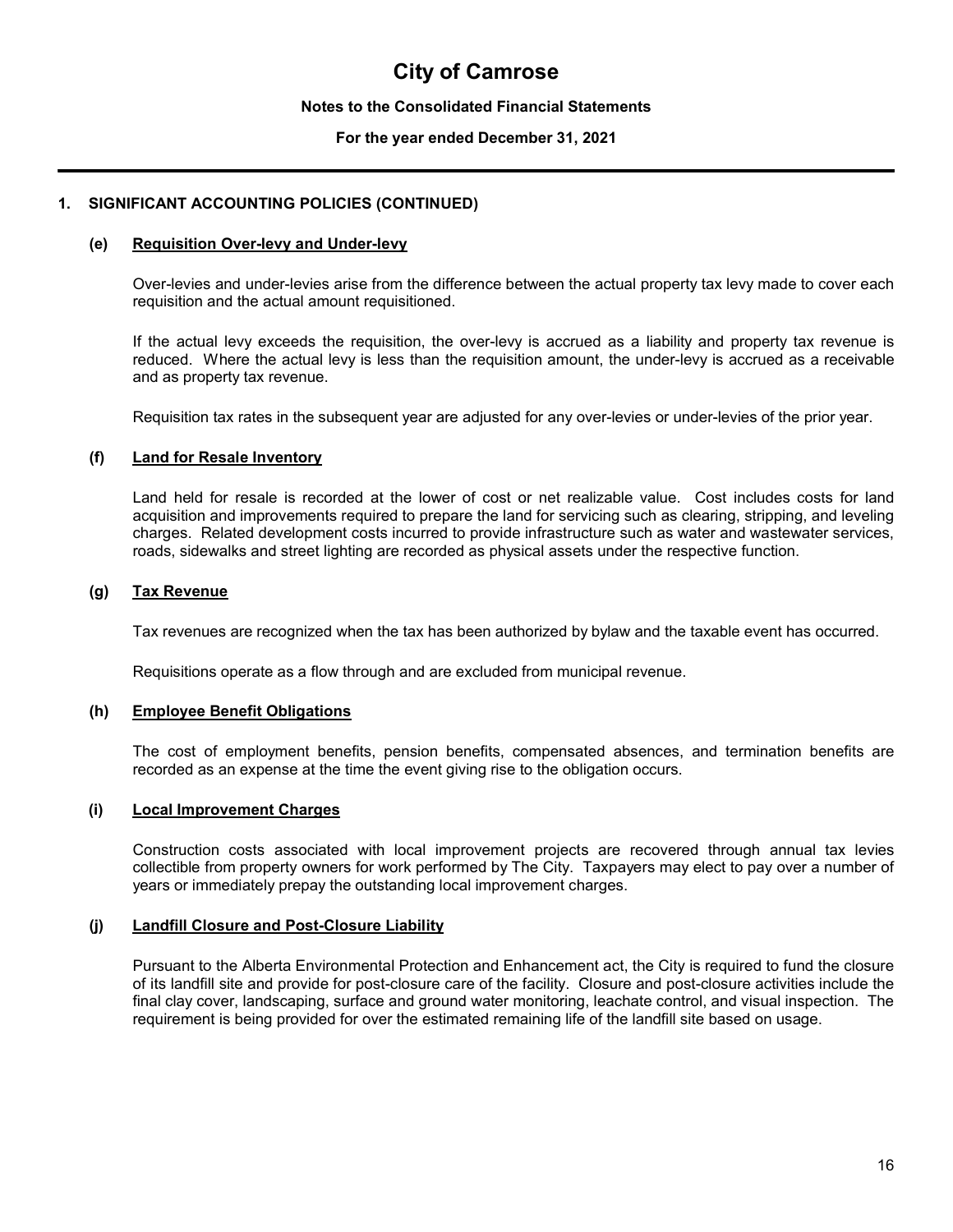# City of Camrose

**Notes to the Consolidated Financial Statements**

**For the year ended December 31, 2021**

## 1. SIGNIFICANT ACCOUNTING POLICIES (CONTINUED)

### (e) Requisition Over-levy and Under-levy

Over-levies and under-levies arise from the difference between the actual property tax levy made to cover each requisition and the actual amount requisitioned.

If the actual levy exceeds the requisition, the over-levy is accrued as a liability and property tax revenue is reduced. Where the actual levy is less than the requisition amount, the under-levy is accrued as a receivable and as property tax revenue.

Requisition tax rates in the subsequent year are adjusted for any over-levies or under-levies of the prior year.

### (f) Land for Resale Inventory

Land held for resale is recorded at the lower of cost or net realizable value. Cost includes costs for land acquisition and improvements required to prepare the land for servicing such as clearing, stripping, and leveling charges. Related development costs incurred to provide infrastructure such as water and wastewater services, roads, sidewalks and street lighting are recorded as physical assets under the respective function.

### (g) Tax Revenue

Tax revenues are recognized when the tax has been authorized by bylaw and the taxable event has occurred.

Requisitions operate as a flow through and are excluded from municipal revenue.

### (h) Employee Benefit Obligations

The cost of employment benefits, pension benefits, compensated absences, and termination benefits are recorded as an expense at the time the event giving rise to the obligation occurs.

### (i) Local Improvement Charges

Construction costs associated with local improvement projects are recovered through annual tax levies collectible from property owners for work performed by The City. Taxpayers may elect to pay over a number of years or immediately prepay the outstanding local improvement charges.

### (j) Landfill Closure and Post-Closure Liability

Pursuant to the Alberta Environmental Protection and Enhancement act, the City is required to fund the closure of its landfill site and provide for post-closure care of the facility. Closure and post-closure activities include the final clay cover, landscaping, surface and ground water monitoring, leachate control, and visual inspection. The requirement is being provided for over the estimated remaining life of the landfill site based on usage.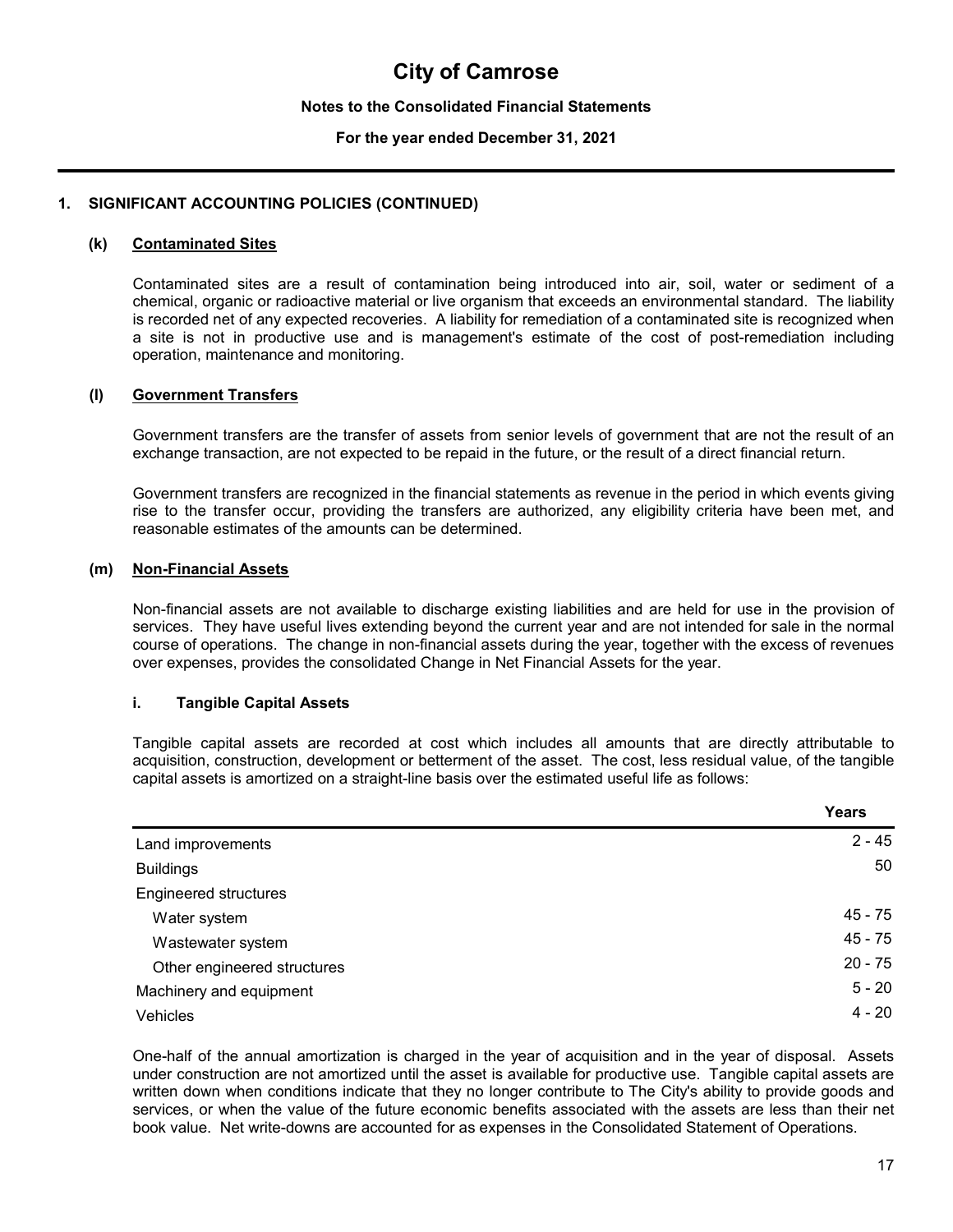# City of Camrose

**Notes to the Consolidated Financial Statements**

**For the year ended December 31, 2021**

## 1. SIGNIFICANT ACCOUNTING POLICIES (CONTINUED)

### (k) Contaminated Sites

Contaminated sites are a result of contamination being introduced into air, soil, water or sediment of a chemical, organic or radioactive material or live organism that exceeds an environmental standard. The liability is recorded net of any expected recoveries. A liability for remediation of a contaminated site is recognized when a site is not in productive use and is management's estimate of the cost of post-remediation including operation, maintenance and monitoring.

### (l) Government Transfers

Government transfers are the transfer of assets from senior levels of government that are not the result of an exchange transaction, are not expected to be repaid in the future, or the result of a direct financial return.

Government transfers are recognized in the financial statements as revenue in the period in which events giving rise to the transfer occur, providing the transfers are authorized, any eligibility criteria have been met, and reasonable estimates of the amounts can be determined.

### (m) Non-Financial Assets

Non-financial assets are not available to discharge existing liabilities and are held for use in the provision of services. They have useful lives extending beyond the current year and are not intended for sale in the normal course of operations. The change in non-financial assets during the year, together with the excess of revenues over expenses, provides the consolidated Change in Net Financial Assets for the year.

#### i. Tangible Capital Assets

Tangible capital assets are recorded at cost which includes all amounts that are directly attributable to acquisition, construction, development or betterment of the asset. The cost, less residual value, of the tangible capital assets is amortized on a straight-line basis over the estimated useful life as follows:

| | Years |
|---|---|
| Land improvements | 2 - 45 |
| Buildings | 50 |
| Engineered structures | |
| Water system | 45 - 75 |
| Wastewater system | 45 - 75 |
| Other engineered structures | 20 - 75 |
| Machinery and equipment | 5 - 20 |
| Vehicles | 4 - 20 |

One-half of the annual amortization is charged in the year of acquisition and in the year of disposal. Assets under construction are not amortized until the asset is available for productive use. Tangible capital assets are written down when conditions indicate that they no longer contribute to The City's ability to provide goods and services, or when the value of the future economic benefits associated with the assets are less than their net book value. Net write-downs are accounted for as expenses in the Consolidated Statement of Operations.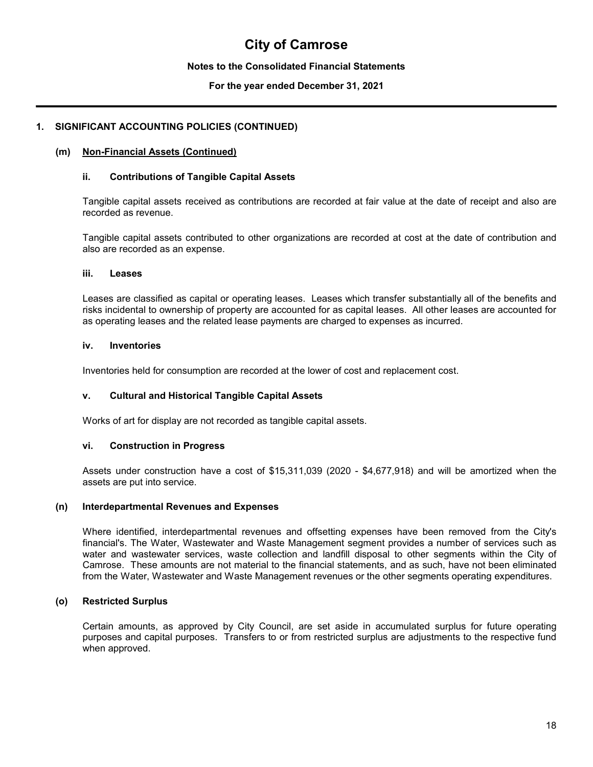## 1. SIGNIFICANT ACCOUNTING POLICIES (CONTINUED)

### (m) Non-Financial Assets (Continued)

#### ii. Contributions of Tangible Capital Assets

Tangible capital assets received as contributions are recorded at fair value at the date of receipt and also are recorded as revenue.

Tangible capital assets contributed to other organizations are recorded at cost at the date of contribution and also are recorded as an expense.

#### iii. Leases

Leases are classified as capital or operating leases. Leases which transfer substantially all of the benefits and risks incidental to ownership of property are accounted for as capital leases. All other leases are accounted for as operating leases and the related lease payments are charged to expenses as incurred.

#### iv. Inventories

Inventories held for consumption are recorded at the lower of cost and replacement cost.

#### v. Cultural and Historical Tangible Capital Assets

Works of art for display are not recorded as tangible capital assets.

#### vi. Construction in Progress

Assets under construction have a cost of $15,311,039 (2020 - $4,677,918) and will be amortized when the assets are put into service.

### (n) Interdepartmental Revenues and Expenses

Where identified, interdepartmental revenues and offsetting expenses have been removed from the City's financial's. The Water, Wastewater and Waste Management segment provides a number of services such as water and wastewater services, waste collection and landfill disposal to other segments within the City of Camrose. These amounts are not material to the financial statements, and as such, have not been eliminated from the Water, Wastewater and Waste Management revenues or the other segments operating expenditures.

### (o) Restricted Surplus

Certain amounts, as approved by City Council, are set aside in accumulated surplus for future operating purposes and capital purposes. Transfers to or from restricted surplus are adjustments to the respective fund when approved.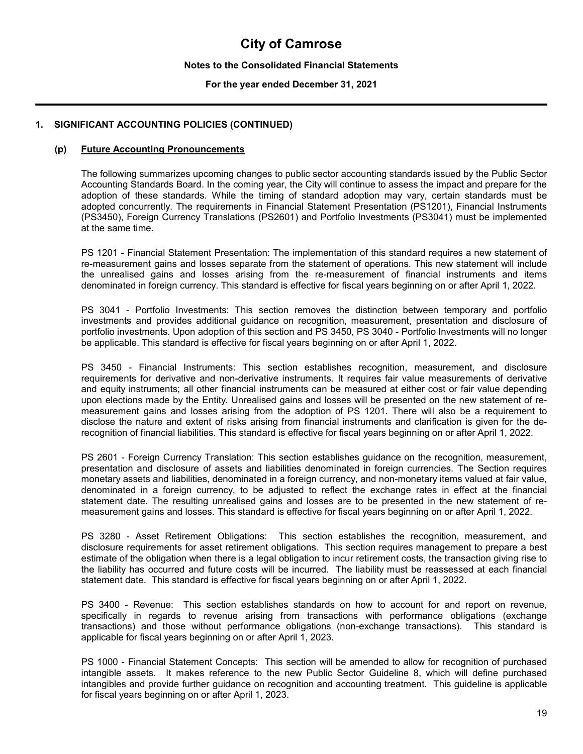## 1. SIGNIFICANT ACCOUNTING POLICIES (CONTINUED)

### (p) Future Accounting Pronouncements

The following summarizes upcoming changes to public sector accounting standards issued by the Public Sector Accounting Standards Board. In the coming year, the City will continue to assess the impact and prepare for the adoption of these standards. While the timing of standard adoption may vary, certain standards must be adopted concurrently. The requirements in Financial Statement Presentation (PS1201), Financial Instruments (PS3450), Foreign Currency Translations (PS2601) and Portfolio Investments (PS3041) must be implemented at the same time.

PS 1201 - Financial Statement Presentation: The implementation of this standard requires a new statement of re-measurement gains and losses separate from the statement of operations. This new statement will include the unrealised gains and losses arising from the re-measurement of financial instruments and items denominated in foreign currency. This standard is effective for fiscal years beginning on or after April 1, 2022.

PS 3041 - Portfolio Investments: This section removes the distinction between temporary and portfolio investments and provides additional guidance on recognition, measurement, presentation and disclosure of portfolio investments. Upon adoption of this section and PS 3450, PS 3040 - Portfolio Investments will no longer be applicable. This standard is effective for fiscal years beginning on or after April 1, 2022.

PS 3450 - Financial Instruments: This section establishes recognition, measurement, and disclosure requirements for derivative and non-derivative instruments. It requires fair value measurements of derivative and equity instruments; all other financial instruments can be measured at either cost or fair value depending upon elections made by the Entity. Unrealised gains and losses will be presented on the new statement of re-measurement gains and losses arising from the adoption of PS 1201. There will also be a requirement to disclose the nature and extent of risks arising from financial instruments and clarification is given for the de-recognition of financial liabilities. This standard is effective for fiscal years beginning on or after April 1, 2022.

PS 2601 - Foreign Currency Translation: This section establishes guidance on the recognition, measurement, presentation and disclosure of assets and liabilities denominated in foreign currencies. The Section requires monetary assets and liabilities, denominated in a foreign currency, and non-monetary items valued at fair value, denominated in a foreign currency, to be adjusted to reflect the exchange rates in effect at the financial statement date. The resulting unrealised gains and losses are to be presented in the new statement of re-measurement gains and losses. This standard is effective for fiscal years beginning on or after April 1, 2022.

PS 3280 - Asset Retirement Obligations: This section establishes the recognition, measurement, and disclosure requirements for asset retirement obligations. This section requires management to prepare a best estimate of the obligation when there is a legal obligation to incur retirement costs, the transaction giving rise to the liability has occurred and future costs will be incurred. The liability must be reassessed at each financial statement date. This standard is effective for fiscal years beginning on or after April 1, 2022.

PS 3400 - Revenue: This section establishes standards on how to account for and report on revenue, specifically in regards to revenue arising from transactions with performance obligations (exchange transactions) and those without performance obligations (non-exchange transactions). This standard is applicable for fiscal years beginning on or after April 1, 2023.

PS 1000 - Financial Statement Concepts: This section will be amended to allow for recognition of purchased intangible assets. It makes reference to the new Public Sector Guideline 8, which will define purchased intangibles and provide further guidance on recognition and accounting treatment. This guideline is applicable for fiscal years beginning on or after April 1, 2023.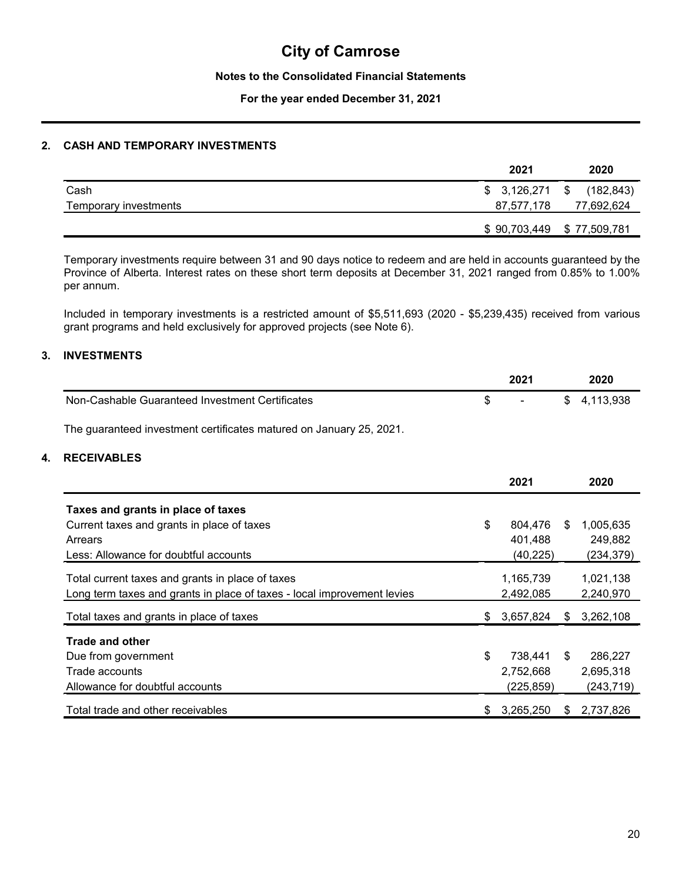# City of Camrose

**Notes to the Consolidated Financial Statements**

**For the year ended December 31, 2021**

## 2. CASH AND TEMPORARY INVESTMENTS

| | 2021 | 2020 |
|---|---|---|
| Cash | $ 3,126,271 | $ (182,843) |
| Temporary investments | 87,577,178 | 77,692,624 |
| | $ 90,703,449 | $ 77,509,781 |

Temporary investments require between 31 and 90 days notice to redeem and are held in accounts guaranteed by the Province of Alberta. Interest rates on these short term deposits at December 31, 2021 ranged from 0.85% to 1.00% per annum.

Included in temporary investments is a restricted amount of $5,511,693 (2020 - $5,239,435) received from various grant programs and held exclusively for approved projects (see Note 6).

## 3. INVESTMENTS

| | 2021 | 2020 |
|---|---|---|
| Non-Cashable Guaranteed Investment Certificates | $ - | $ 4,113,938 |

The guaranteed investment certificates matured on January 25, 2021.

## 4. RECEIVABLES

| | 2021 | 2020 |
|---|---|---|
| **Taxes and grants in place of taxes** | | |
| Current taxes and grants in place of taxes | $ 804,476 | $ 1,005,635 |
| Arrears | 401,488 | 249,882 |
| Less: Allowance for doubtful accounts | (40,225) | (234,379) |
| Total current taxes and grants in place of taxes | 1,165,739 | 1,021,138 |
| Long term taxes and grants in place of taxes - local improvement levies | 2,492,085 | 2,240,970 |
| Total taxes and grants in place of taxes | $ 3,657,824 | $ 3,262,108 |
| **Trade and other** | | |
| Due from government | $ 738,441 | $ 286,227 |
| Trade accounts | 2,752,668 | 2,695,318 |
| Allowance for doubtful accounts | (225,859) | (243,719) |
| Total trade and other receivables | $ 3,265,250 | $ 2,737,826 |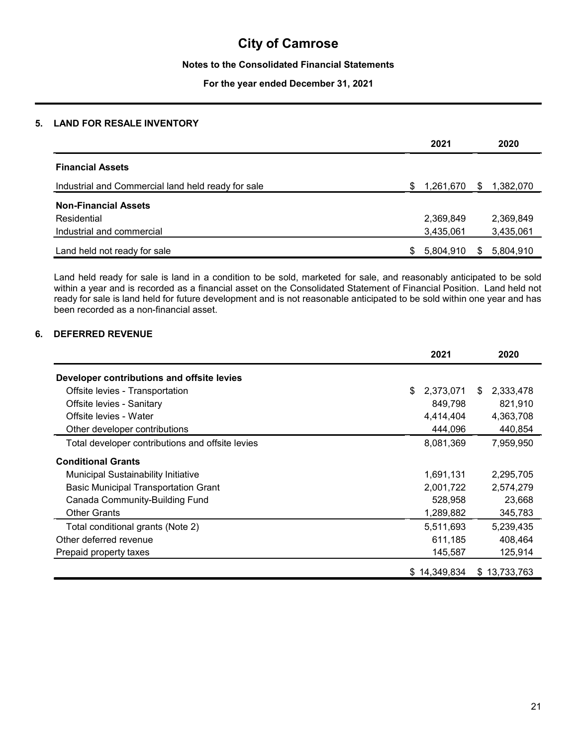# City of Camrose

**Notes to the Consolidated Financial Statements**

**For the year ended December 31, 2021**

## 5. LAND FOR RESALE INVENTORY

| | 2021 | 2020 |
|---|---|---|
| **Financial Assets** | | |
| Industrial and Commercial land held ready for sale | $ 1,261,670 | $ 1,382,070 |
| **Non-Financial Assets** | | |
| Residential | 2,369,849 | 2,369,849 |
| Industrial and commercial | 3,435,061 | 3,435,061 |
| Land held not ready for sale | $ 5,804,910 | $ 5,804,910 |

Land held ready for sale is land in a condition to be sold, marketed for sale, and reasonably anticipated to be sold within a year and is recorded as a financial asset on the Consolidated Statement of Financial Position. Land held not ready for sale is land held for future development and is not reasonable anticipated to be sold within one year and has been recorded as a non-financial asset.

## 6. DEFERRED REVENUE

| | 2021 | 2020 |
|---|---|---|
| **Developer contributions and offsite levies** | | |
| Offsite levies - Transportation | $ 2,373,071 | $ 2,333,478 |
| Offsite levies - Sanitary | 849,798 | 821,910 |
| Offsite levies - Water | 4,414,404 | 4,363,708 |
| Other developer contributions | 444,096 | 440,854 |
| Total developer contributions and offsite levies | 8,081,369 | 7,959,950 |
| **Conditional Grants** | | |
| Municipal Sustainability Initiative | 1,691,131 | 2,295,705 |
| Basic Municipal Transportation Grant | 2,001,722 | 2,574,279 |
| Canada Community-Building Fund | 528,958 | 23,668 |
| Other Grants | 1,289,882 | 345,783 |
| Total conditional grants (Note 2) | 5,511,693 | 5,239,435 |
| Other deferred revenue | 611,185 | 408,464 |
| Prepaid property taxes | 145,587 | 125,914 |
| | $ 14,349,834 | $ 13,733,763 |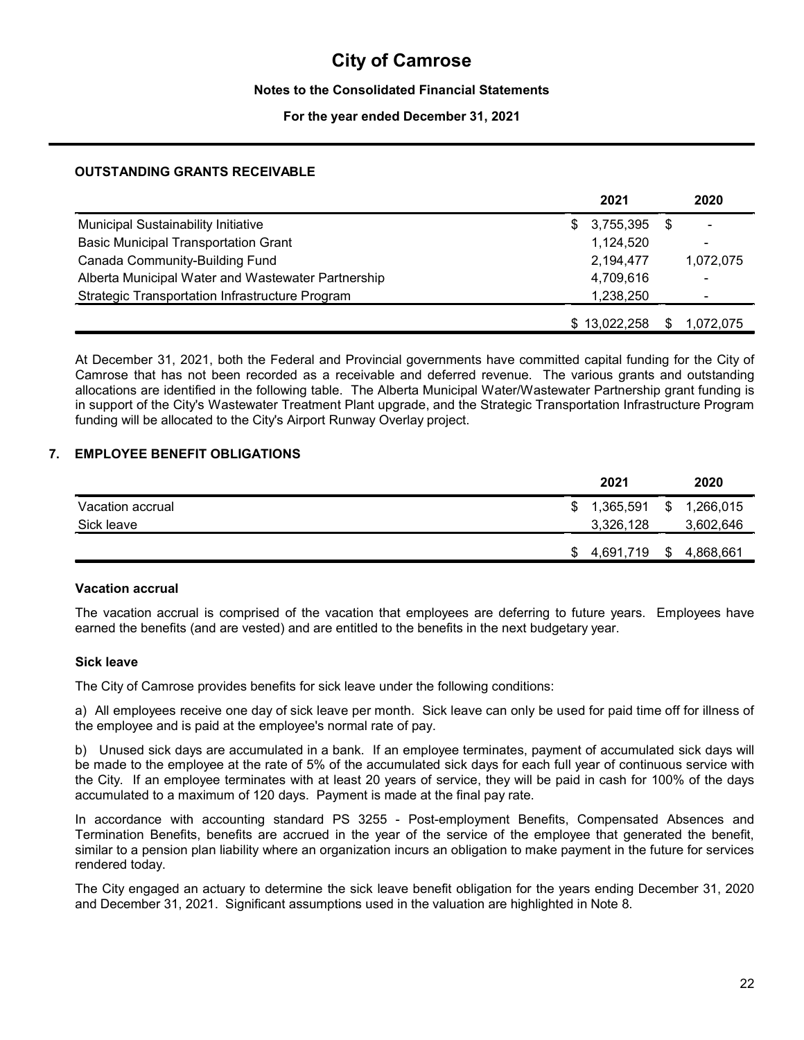### OUTSTANDING GRANTS RECEIVABLE

| | 2021 | 2020 |
|---|---|---|
| Municipal Sustainability Initiative | $ 3,755,395 | $ - |
| Basic Municipal Transportation Grant | 1,124,520 | - |
| Canada Community-Building Fund | 2,194,477 | 1,072,075 |
| Alberta Municipal Water and Wastewater Partnership | 4,709,616 | - |
| Strategic Transportation Infrastructure Program | 1,238,250 | - |
| | $ 13,022,258 | $ 1,072,075 |

At December 31, 2021, both the Federal and Provincial governments have committed capital funding for the City of Camrose that has not been recorded as a receivable and deferred revenue. The various grants and outstanding allocations are identified in the following table. The Alberta Municipal Water/Wastewater Partnership grant funding is in support of the City's Wastewater Treatment Plant upgrade, and the Strategic Transportation Infrastructure Program funding will be allocated to the City's Airport Runway Overlay project.

## 7. EMPLOYEE BENEFIT OBLIGATIONS

| | 2021 | 2020 |
|---|---|---|
| Vacation accrual | $ 1,365,591 | $ 1,266,015 |
| Sick leave | 3,326,128 | 3,602,646 |
| | $ 4,691,719 | $ 4,868,661 |

### Vacation accrual

The vacation accrual is comprised of the vacation that employees are deferring to future years. Employees have earned the benefits (and are vested) and are entitled to the benefits in the next budgetary year.

### Sick leave

The City of Camrose provides benefits for sick leave under the following conditions:

a) All employees receive one day of sick leave per month. Sick leave can only be used for paid time off for illness of the employee and is paid at the employee's normal rate of pay.

b) Unused sick days are accumulated in a bank. If an employee terminates, payment of accumulated sick days will be made to the employee at the rate of 5% of the accumulated sick days for each full year of continuous service with the City. If an employee terminates with at least 20 years of service, they will be paid in cash for 100% of the days accumulated to a maximum of 120 days. Payment is made at the final pay rate.

In accordance with accounting standard PS 3255 - Post-employment Benefits, Compensated Absences and Termination Benefits, benefits are accrued in the year of the service of the employee that generated the benefit, similar to a pension plan liability where an organization incurs an obligation to make payment in the future for services rendered today.

The City engaged an actuary to determine the sick leave benefit obligation for the years ending December 31, 2020 and December 31, 2021. Significant assumptions used in the valuation are highlighted in Note 8.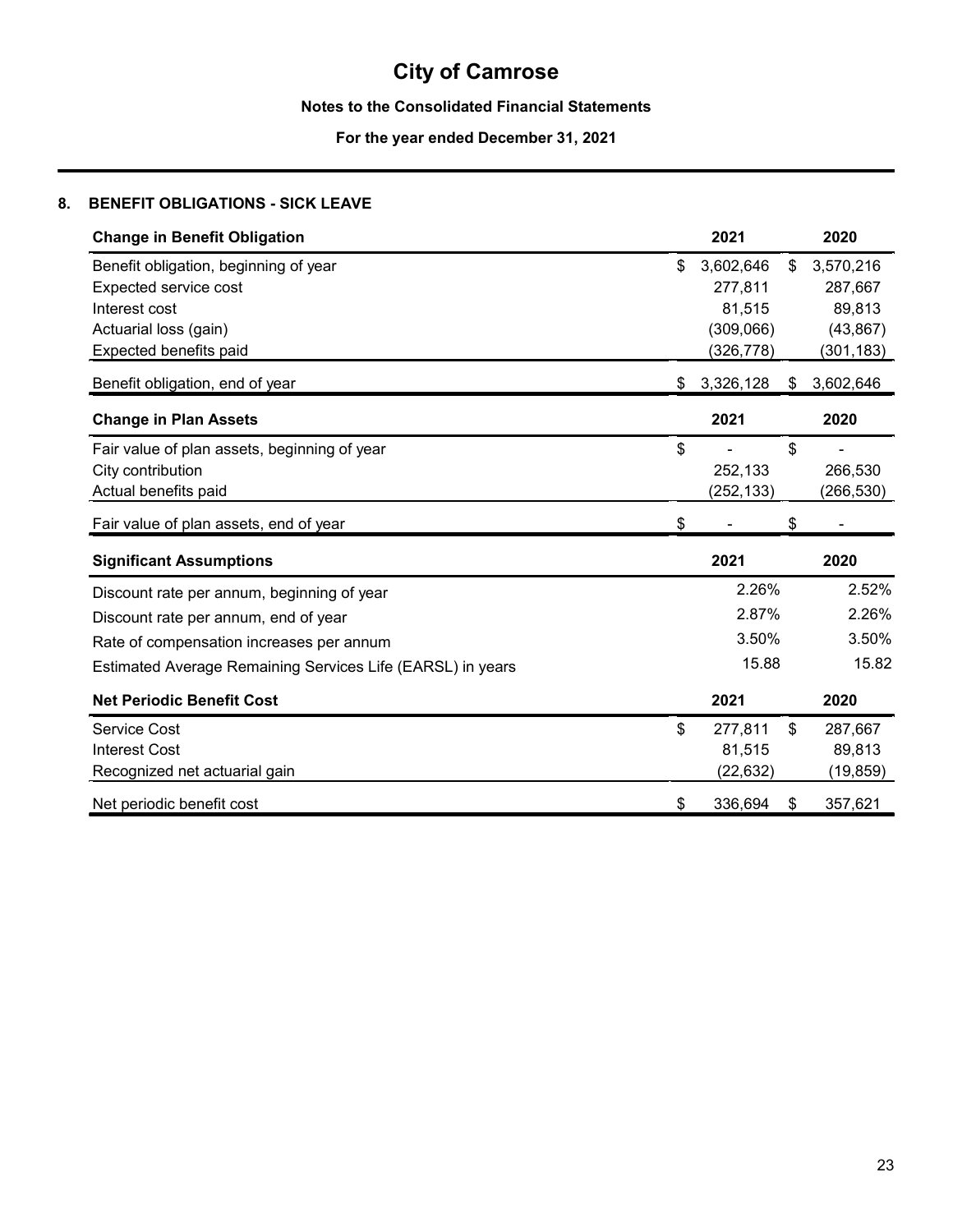# City of Camrose

**Notes to the Consolidated Financial Statements**

**For the year ended December 31, 2021**

## 8. BENEFIT OBLIGATIONS - SICK LEAVE

| Change in Benefit Obligation | 2021 | 2020 |
|---|---|---|
| Benefit obligation, beginning of year | $ 3,602,646 | $ 3,570,216 |
| Expected service cost | 277,811 | 287,667 |
| Interest cost | 81,515 | 89,813 |
| Actuarial loss (gain) | (309,066) | (43,867) |
| Expected benefits paid | (326,778) | (301,183) |
| Benefit obligation, end of year | $ 3,326,128 | $ 3,602,646 |

| Change in Plan Assets | 2021 | 2020 |
|---|---|---|
| Fair value of plan assets, beginning of year | $ - | $ - |
| City contribution | 252,133 | 266,530 |
| Actual benefits paid | (252,133) | (266,530) |
| Fair value of plan assets, end of year | $ - | $ - |

| Significant Assumptions | 2021 | 2020 |
|---|---|---|
| Discount rate per annum, beginning of year | 2.26% | 2.52% |
| Discount rate per annum, end of year | 2.87% | 2.26% |
| Rate of compensation increases per annum | 3.50% | 3.50% |
| Estimated Average Remaining Services Life (EARSL) in years | 15.88 | 15.82 |

| Net Periodic Benefit Cost | 2021 | 2020 |
|---|---|---|
| Service Cost | $ 277,811 | $ 287,667 |
| Interest Cost | 81,515 | 89,813 |
| Recognized net actuarial gain | (22,632) | (19,859) |
| Net periodic benefit cost | $ 336,694 | $ 357,621 |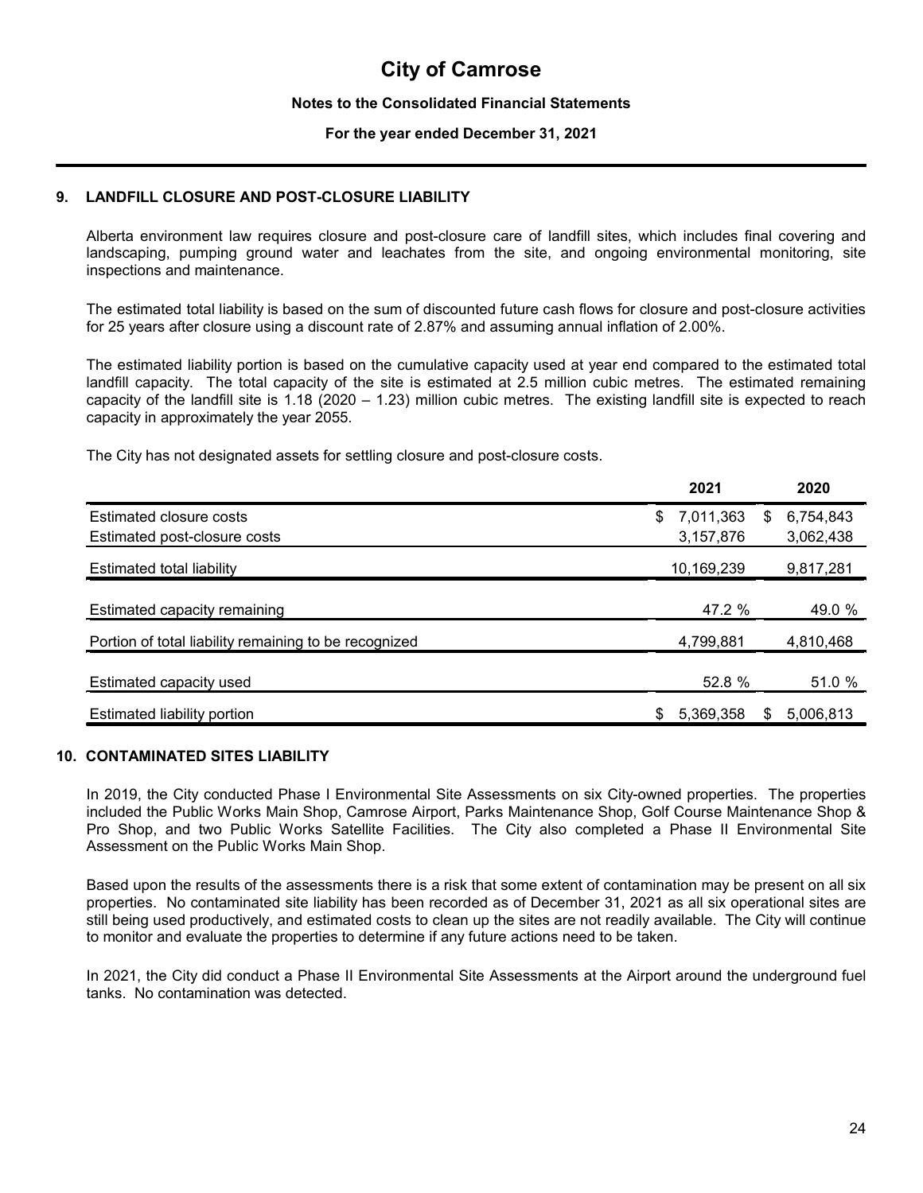# City of Camrose

**Notes to the Consolidated Financial Statements**

**For the year ended December 31, 2021**

## 9. LANDFILL CLOSURE AND POST-CLOSURE LIABILITY

Alberta environment law requires closure and post-closure care of landfill sites, which includes final covering and landscaping, pumping ground water and leachates from the site, and ongoing environmental monitoring, site inspections and maintenance.

The estimated total liability is based on the sum of discounted future cash flows for closure and post-closure activities for 25 years after closure using a discount rate of 2.87% and assuming annual inflation of 2.00%.

The estimated liability portion is based on the cumulative capacity used at year end compared to the estimated total landfill capacity. The total capacity of the site is estimated at 2.5 million cubic metres. The estimated remaining capacity of the landfill site is 1.18 (2020 – 1.23) million cubic metres. The existing landfill site is expected to reach capacity in approximately the year 2055.

The City has not designated assets for settling closure and post-closure costs.

| | 2021 | 2020 |
|---|---|---|
| Estimated closure costs | $ 7,011,363 | $ 6,754,843 |
| Estimated post-closure costs | 3,157,876 | 3,062,438 |
| Estimated total liability | 10,169,239 | 9,817,281 |
| Estimated capacity remaining | 47.2 % | 49.0 % |
| Portion of total liability remaining to be recognized | 4,799,881 | 4,810,468 |
| Estimated capacity used | 52.8 % | 51.0 % |
| Estimated liability portion | $ 5,369,358 | $ 5,006,813 |

## 10. CONTAMINATED SITES LIABILITY

In 2019, the City conducted Phase I Environmental Site Assessments on six City-owned properties. The properties included the Public Works Main Shop, Camrose Airport, Parks Maintenance Shop, Golf Course Maintenance Shop & Pro Shop, and two Public Works Satellite Facilities. The City also completed a Phase II Environmental Site Assessment on the Public Works Main Shop.

Based upon the results of the assessments there is a risk that some extent of contamination may be present on all six properties. No contaminated site liability has been recorded as of December 31, 2021 as all six operational sites are still being used productively, and estimated costs to clean up the sites are not readily available. The City will continue to monitor and evaluate the properties to determine if any future actions need to be taken.

In 2021, the City did conduct a Phase II Environmental Site Assessments at the Airport around the underground fuel tanks. No contamination was detected.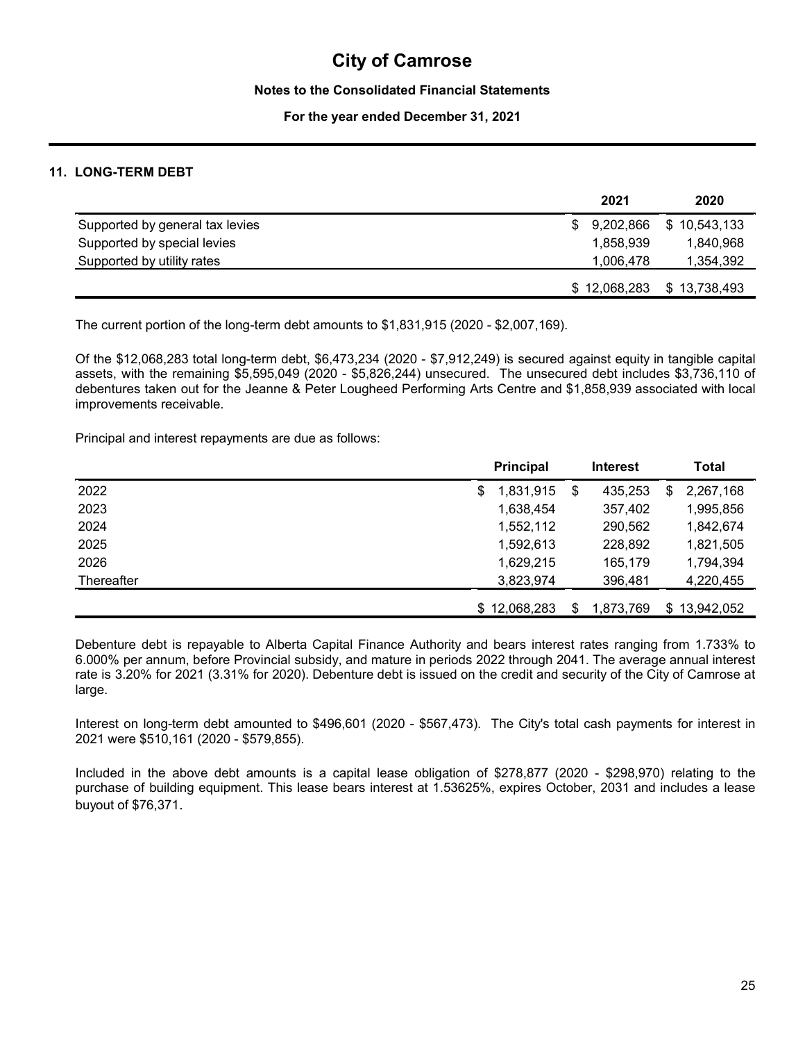# City of Camrose

**Notes to the Consolidated Financial Statements**

**For the year ended December 31, 2021**

## 11. LONG-TERM DEBT

| | 2021 | 2020 |
|---|---|---|
| Supported by general tax levies | $ 9,202,866 | $ 10,543,133 |
| Supported by special levies | 1,858,939 | 1,840,968 |
| Supported by utility rates | 1,006,478 | 1,354,392 |
| | $ 12,068,283 | $ 13,738,493 |

The current portion of the long-term debt amounts to $1,831,915 (2020 - $2,007,169).

Of the $12,068,283 total long-term debt, $6,473,234 (2020 - $7,912,249) is secured against equity in tangible capital assets, with the remaining $5,595,049 (2020 - $5,826,244) unsecured. The unsecured debt includes $3,736,110 of debentures taken out for the Jeanne & Peter Lougheed Performing Arts Centre and $1,858,939 associated with local improvements receivable.

Principal and interest repayments are due as follows:

| | Principal | Interest | Total |
|---|---|---|---|
| 2022 | $ 1,831,915 | $ 435,253 | $ 2,267,168 |
| 2023 | 1,638,454 | 357,402 | 1,995,856 |
| 2024 | 1,552,112 | 290,562 | 1,842,674 |
| 2025 | 1,592,613 | 228,892 | 1,821,505 |
| 2026 | 1,629,215 | 165,179 | 1,794,394 |
| Thereafter | 3,823,974 | 396,481 | 4,220,455 |
| | $ 12,068,283 | $ 1,873,769 | $ 13,942,052 |

Debenture debt is repayable to Alberta Capital Finance Authority and bears interest rates ranging from 1.733% to 6.000% per annum, before Provincial subsidy, and mature in periods 2022 through 2041. The average annual interest rate is 3.20% for 2021 (3.31% for 2020). Debenture debt is issued on the credit and security of the City of Camrose at large.

Interest on long-term debt amounted to $496,601 (2020 - $567,473). The City's total cash payments for interest in 2021 were $510,161 (2020 - $579,855).

Included in the above debt amounts is a capital lease obligation of $278,877 (2020 - $298,970) relating to the purchase of building equipment. This lease bears interest at 1.53625%, expires October, 2031 and includes a lease buyout of $76,371.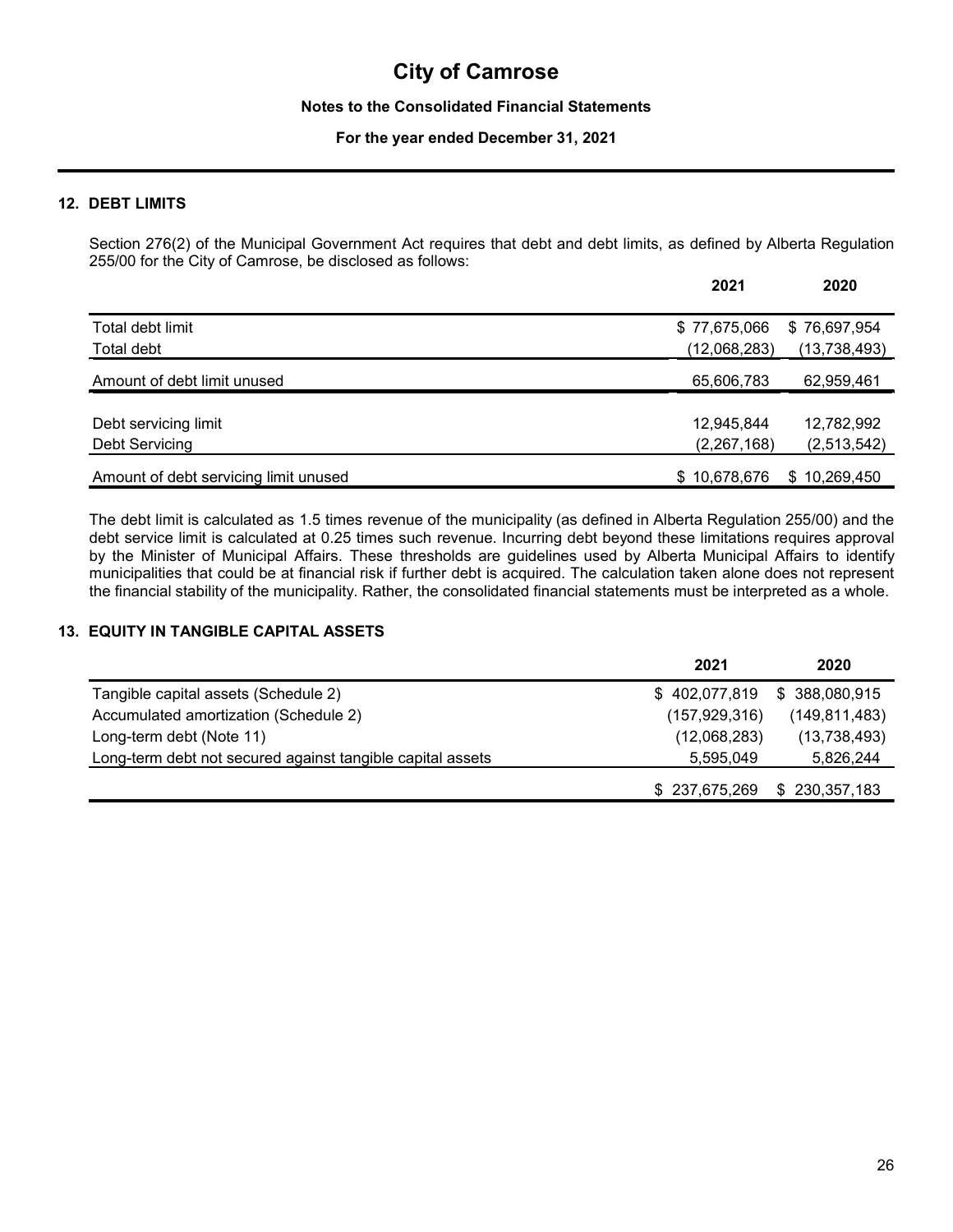# City of Camrose

**Notes to the Consolidated Financial Statements**

**For the year ended December 31, 2021**

### 12. DEBT LIMITS

Section 276(2) of the Municipal Government Act requires that debt and debt limits, as defined by Alberta Regulation 255/00 for the City of Camrose, be disclosed as follows:

| | 2021 | 2020 |
|---|---|---|
| Total debt limit | $ 77,675,066 | $ 76,697,954 |
| Total debt | (12,068,283) | (13,738,493) |
| Amount of debt limit unused | 65,606,783 | 62,959,461 |
| Debt servicing limit | 12,945,844 | 12,782,992 |
| Debt Servicing | (2,267,168) | (2,513,542) |
| Amount of debt servicing limit unused | $ 10,678,676 | $ 10,269,450 |

The debt limit is calculated as 1.5 times revenue of the municipality (as defined in Alberta Regulation 255/00) and the debt service limit is calculated at 0.25 times such revenue. Incurring debt beyond these limitations requires approval by the Minister of Municipal Affairs. These thresholds are guidelines used by Alberta Municipal Affairs to identify municipalities that could be at financial risk if further debt is acquired. The calculation taken alone does not represent the financial stability of the municipality. Rather, the consolidated financial statements must be interpreted as a whole.

### 13. EQUITY IN TANGIBLE CAPITAL ASSETS

| | 2021 | 2020 |
|---|---|---|
| Tangible capital assets (Schedule 2) | $ 402,077,819 | $ 388,080,915 |
| Accumulated amortization (Schedule 2) | (157,929,316) | (149,811,483) |
| Long-term debt (Note 11) | (12,068,283) | (13,738,493) |
| Long-term debt not secured against tangible capital assets | 5,595,049 | 5,826,244 |
| | $ 237,675,269 | $ 230,357,183 |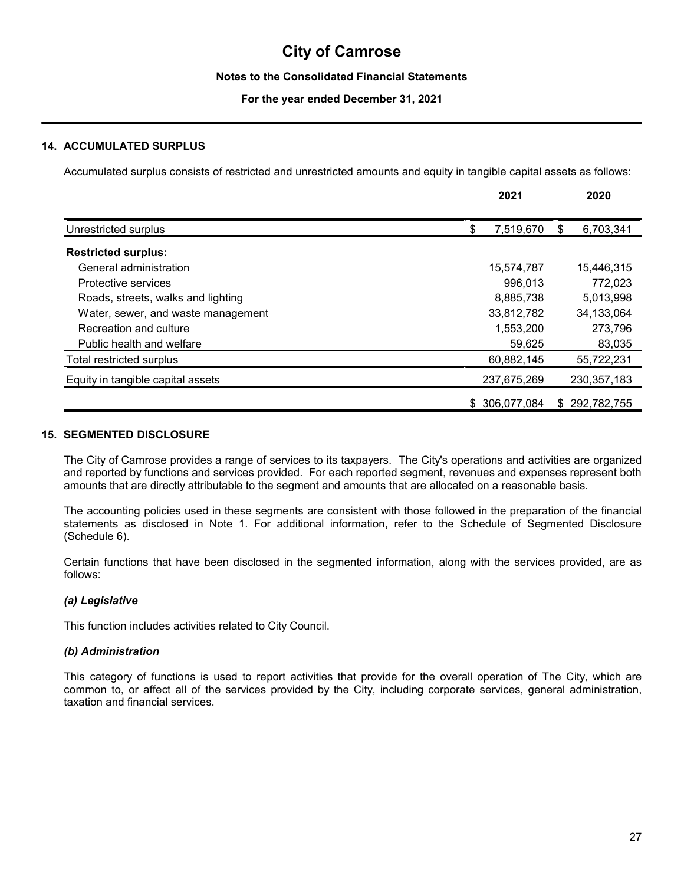# City of Camrose

**Notes to the Consolidated Financial Statements**

**For the year ended December 31, 2021**

## 14. ACCUMULATED SURPLUS

Accumulated surplus consists of restricted and unrestricted amounts and equity in tangible capital assets as follows:

| | 2021 | 2020 |
|---|---|---|
| Unrestricted surplus | $ 7,519,670 | $ 6,703,341 |
| **Restricted surplus:** | | |
| General administration | 15,574,787 | 15,446,315 |
| Protective services | 996,013 | 772,023 |
| Roads, streets, walks and lighting | 8,885,738 | 5,013,998 |
| Water, sewer, and waste management | 33,812,782 | 34,133,064 |
| Recreation and culture | 1,553,200 | 273,796 |
| Public health and welfare | 59,625 | 83,035 |
| Total restricted surplus | 60,882,145 | 55,722,231 |
| Equity in tangible capital assets | 237,675,269 | 230,357,183 |
| | $ 306,077,084 | $ 292,782,755 |

## 15. SEGMENTED DISCLOSURE

The City of Camrose provides a range of services to its taxpayers. The City's operations and activities are organized and reported by functions and services provided. For each reported segment, revenues and expenses represent both amounts that are directly attributable to the segment and amounts that are allocated on a reasonable basis.

The accounting policies used in these segments are consistent with those followed in the preparation of the financial statements as disclosed in Note 1. For additional information, refer to the Schedule of Segmented Disclosure (Schedule 6).

Certain functions that have been disclosed in the segmented information, along with the services provided, are as follows:

### *(a) Legislative*

This function includes activities related to City Council.

### *(b) Administration*

This category of functions is used to report activities that provide for the overall operation of The City, which are common to, or affect all of the services provided by the City, including corporate services, general administration, taxation and financial services.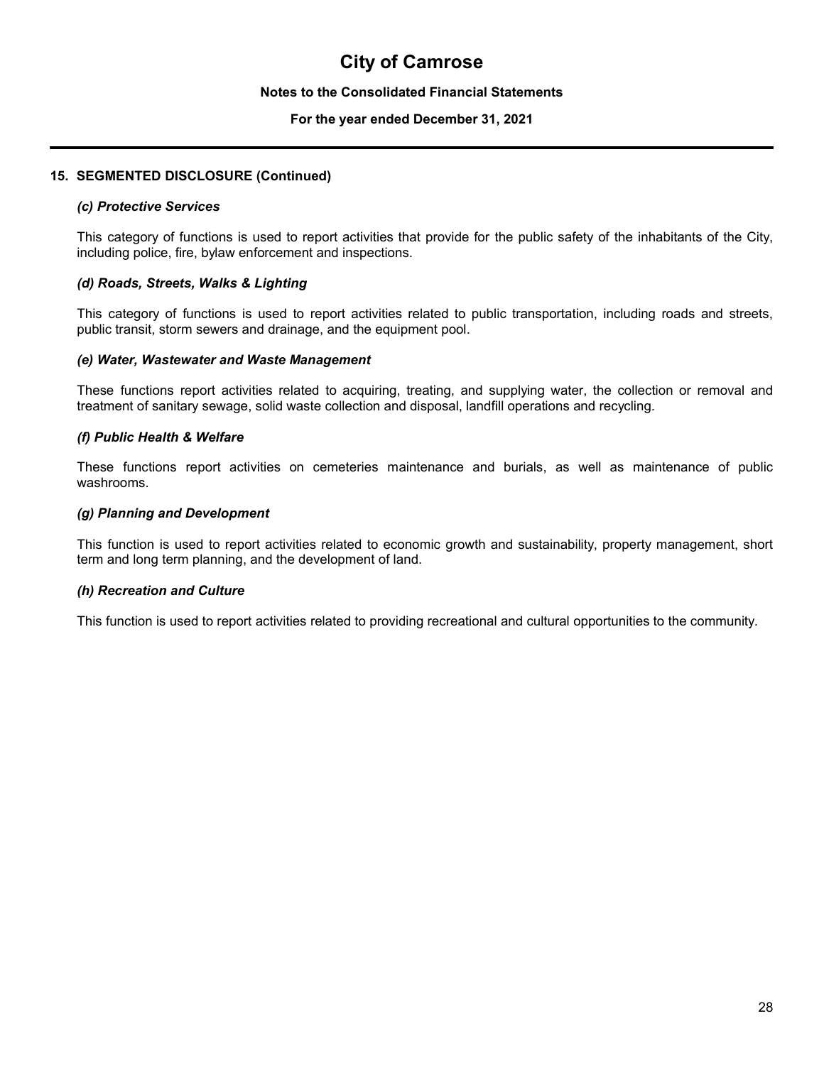# City of Camrose

**Notes to the Consolidated Financial Statements**

**For the year ended December 31, 2021**

## 15. SEGMENTED DISCLOSURE (Continued)

### *(c) Protective Services*

This category of functions is used to report activities that provide for the public safety of the inhabitants of the City, including police, fire, bylaw enforcement and inspections.

### *(d) Roads, Streets, Walks & Lighting*

This category of functions is used to report activities related to public transportation, including roads and streets, public transit, storm sewers and drainage, and the equipment pool.

### *(e) Water, Wastewater and Waste Management*

These functions report activities related to acquiring, treating, and supplying water, the collection or removal and treatment of sanitary sewage, solid waste collection and disposal, landfill operations and recycling.

### *(f) Public Health & Welfare*

These functions report activities on cemeteries maintenance and burials, as well as maintenance of public washrooms.

### *(g) Planning and Development*

This function is used to report activities related to economic growth and sustainability, property management, short term and long term planning, and the development of land.

### *(h) Recreation and Culture*

This function is used to report activities related to providing recreational and cultural opportunities to the community.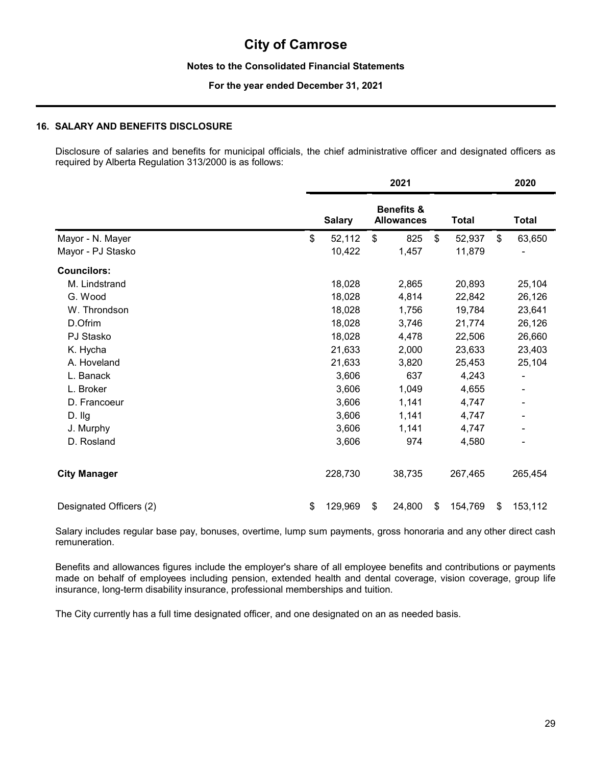# City of Camrose

**Notes to the Consolidated Financial Statements**

**For the year ended December 31, 2021**

## 16. SALARY AND BENEFITS DISCLOSURE

Disclosure of salaries and benefits for municipal officials, the chief administrative officer and designated officers as required by Alberta Regulation 313/2000 is as follows:

| | 2021 | | | 2020 |
|---|---|---|---|---|
| | **Salary** | **Benefits & Allowances** | **Total** | **Total** |
| Mayor - N. Mayer | $ 52,112 | $ 825 | $ 52,937 | $ 63,650 |
| Mayor - PJ Stasko | 10,422 | 1,457 | 11,879 | - |
| **Councilors:** | | | | |
| M. Lindstrand | 18,028 | 2,865 | 20,893 | 25,104 |
| G. Wood | 18,028 | 4,814 | 22,842 | 26,126 |
| W. Throndson | 18,028 | 1,756 | 19,784 | 23,641 |
| D.Ofrim | 18,028 | 3,746 | 21,774 | 26,126 |
| PJ Stasko | 18,028 | 4,478 | 22,506 | 26,660 |
| K. Hycha | 21,633 | 2,000 | 23,633 | 23,403 |
| A. Hoveland | 21,633 | 3,820 | 25,453 | 25,104 |
| L. Banack | 3,606 | 637 | 4,243 | - |
| L. Broker | 3,606 | 1,049 | 4,655 | - |
| D. Francoeur | 3,606 | 1,141 | 4,747 | - |
| D. Ilg | 3,606 | 1,141 | 4,747 | - |
| J. Murphy | 3,606 | 1,141 | 4,747 | - |
| D. Rosland | 3,606 | 974 | 4,580 | - |
| **City Manager** | 228,730 | 38,735 | 267,465 | 265,454 |
| Designated Officers (2) | $ 129,969 | $ 24,800 | $ 154,769 | $ 153,112 |

Salary includes regular base pay, bonuses, overtime, lump sum payments, gross honoraria and any other direct cash remuneration.

Benefits and allowances figures include the employer's share of all employee benefits and contributions or payments made on behalf of employees including pension, extended health and dental coverage, vision coverage, group life insurance, long-term disability insurance, professional memberships and tuition.

The City currently has a full time designated officer, and one designated on an as needed basis.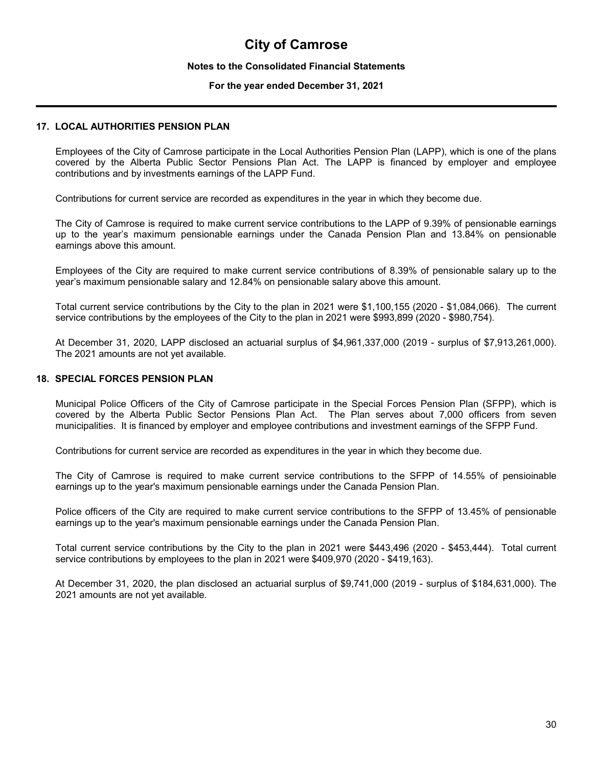# City of Camrose

**Notes to the Consolidated Financial Statements**

**For the year ended December 31, 2021**

## 17. LOCAL AUTHORITIES PENSION PLAN

Employees of the City of Camrose participate in the Local Authorities Pension Plan (LAPP), which is one of the plans covered by the Alberta Public Sector Pensions Plan Act. The LAPP is financed by employer and employee contributions and by investments earnings of the LAPP Fund.

Contributions for current service are recorded as expenditures in the year in which they become due.

The City of Camrose is required to make current service contributions to the LAPP of 9.39% of pensionable earnings up to the year's maximum pensionable earnings under the Canada Pension Plan and 13.84% on pensionable earnings above this amount.

Employees of the City are required to make current service contributions of 8.39% of pensionable salary up to the year's maximum pensionable salary and 12.84% on pensionable salary above this amount.

Total current service contributions by the City to the plan in 2021 were $1,100,155 (2020 - $1,084,066). The current service contributions by the employees of the City to the plan in 2021 were $993,899 (2020 - $980,754).

At December 31, 2020, LAPP disclosed an actuarial surplus of $4,961,337,000 (2019 - surplus of $7,913,261,000). The 2021 amounts are not yet available.

## 18. SPECIAL FORCES PENSION PLAN

Municipal Police Officers of the City of Camrose participate in the Special Forces Pension Plan (SFPP), which is covered by the Alberta Public Sector Pensions Plan Act. The Plan serves about 7,000 officers from seven municipalities. It is financed by employer and employee contributions and investment earnings of the SFPP Fund.

Contributions for current service are recorded as expenditures in the year in which they become due.

The City of Camrose is required to make current service contributions to the SFPP of 14.55% of pensioinable earnings up to the year's maximum pensionable earnings under the Canada Pension Plan.

Police officers of the City are required to make current service contributions to the SFPP of 13.45% of pensionable earnings up to the year's maximum pensionable earnings under the Canada Pension Plan.

Total current service contributions by the City to the plan in 2021 were $443,496 (2020 - $453,444). Total current service contributions by employees to the plan in 2021 were $409,970 (2020 - $419,163).

At December 31, 2020, the plan disclosed an actuarial surplus of $9,741,000 (2019 - surplus of $184,631,000). The 2021 amounts are not yet available.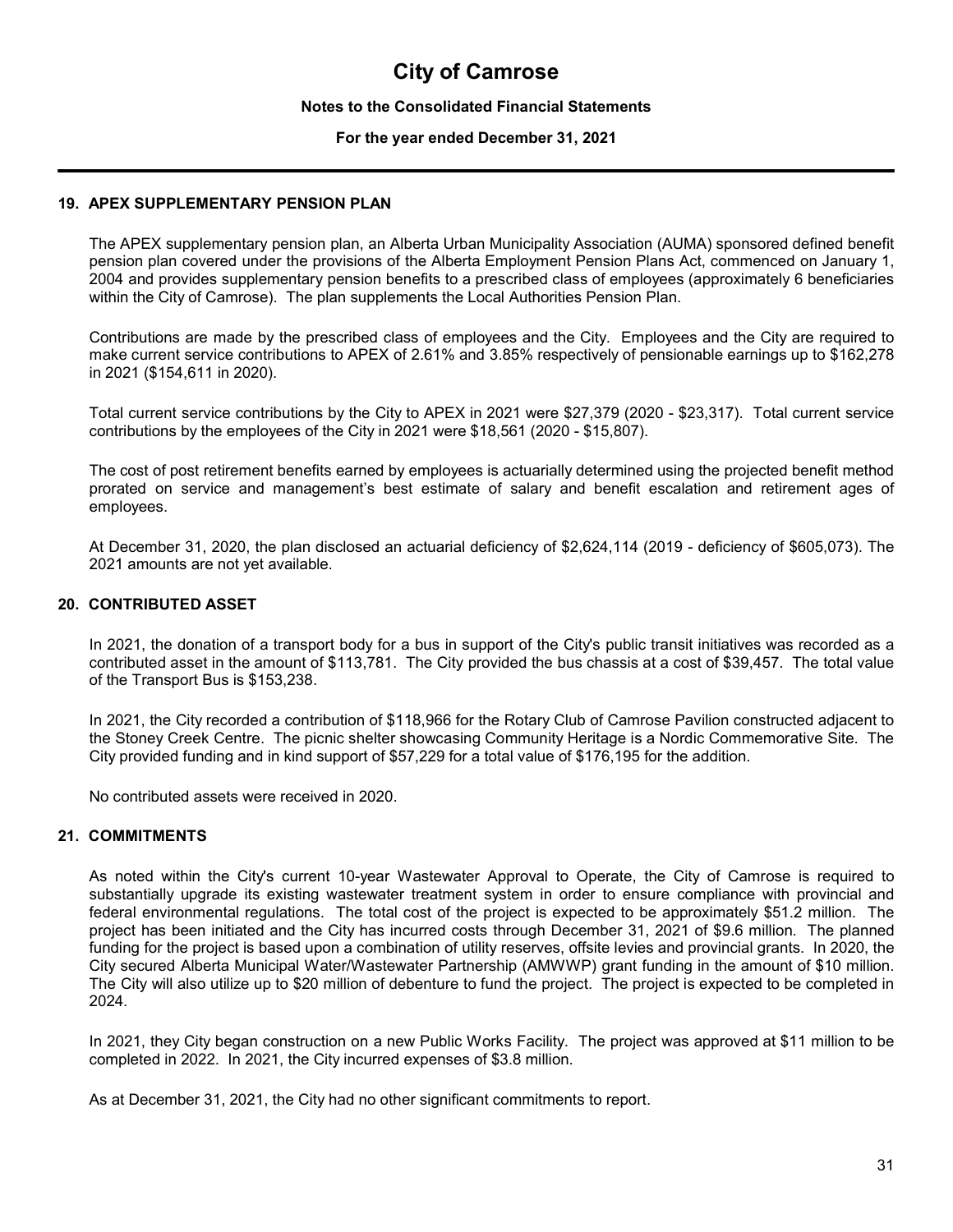# City of Camrose

**Notes to the Consolidated Financial Statements**

**For the year ended December 31, 2021**

## 19. APEX SUPPLEMENTARY PENSION PLAN

The APEX supplementary pension plan, an Alberta Urban Municipality Association (AUMA) sponsored defined benefit pension plan covered under the provisions of the Alberta Employment Pension Plans Act, commenced on January 1, 2004 and provides supplementary pension benefits to a prescribed class of employees (approximately 6 beneficiaries within the City of Camrose). The plan supplements the Local Authorities Pension Plan.

Contributions are made by the prescribed class of employees and the City. Employees and the City are required to make current service contributions to APEX of 2.61% and 3.85% respectively of pensionable earnings up to $162,278 in 2021 ($154,611 in 2020).

Total current service contributions by the City to APEX in 2021 were $27,379 (2020 - $23,317). Total current service contributions by the employees of the City in 2021 were $18,561 (2020 - $15,807).

The cost of post retirement benefits earned by employees is actuarially determined using the projected benefit method prorated on service and management's best estimate of salary and benefit escalation and retirement ages of employees.

At December 31, 2020, the plan disclosed an actuarial deficiency of $2,624,114 (2019 - deficiency of $605,073). The 2021 amounts are not yet available.

## 20. CONTRIBUTED ASSET

In 2021, the donation of a transport body for a bus in support of the City's public transit initiatives was recorded as a contributed asset in the amount of $113,781. The City provided the bus chassis at a cost of $39,457. The total value of the Transport Bus is $153,238.

In 2021, the City recorded a contribution of $118,966 for the Rotary Club of Camrose Pavilion constructed adjacent to the Stoney Creek Centre. The picnic shelter showcasing Community Heritage is a Nordic Commemorative Site. The City provided funding and in kind support of $57,229 for a total value of $176,195 for the addition.

No contributed assets were received in 2020.

## 21. COMMITMENTS

As noted within the City's current 10-year Wastewater Approval to Operate, the City of Camrose is required to substantially upgrade its existing wastewater treatment system in order to ensure compliance with provincial and federal environmental regulations. The total cost of the project is expected to be approximately $51.2 million. The project has been initiated and the City has incurred costs through December 31, 2021 of $9.6 million. The planned funding for the project is based upon a combination of utility reserves, offsite levies and provincial grants. In 2020, the City secured Alberta Municipal Water/Wastewater Partnership (AMWWP) grant funding in the amount of $10 million. The City will also utilize up to $20 million of debenture to fund the project. The project is expected to be completed in 2024.

In 2021, they City began construction on a new Public Works Facility. The project was approved at $11 million to be completed in 2022. In 2021, the City incurred expenses of $3.8 million.

As at December 31, 2021, the City had no other significant commitments to report.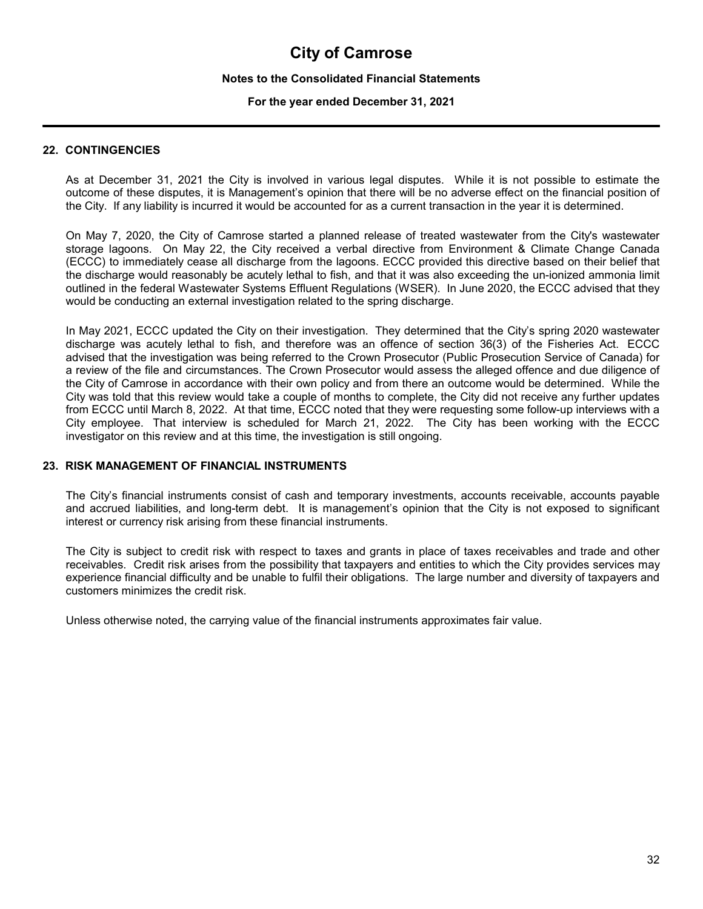# City of Camrose

**Notes to the Consolidated Financial Statements**

**For the year ended December 31, 2021**

## 22. CONTINGENCIES

As at December 31, 2021 the City is involved in various legal disputes. While it is not possible to estimate the outcome of these disputes, it is Management's opinion that there will be no adverse effect on the financial position of the City. If any liability is incurred it would be accounted for as a current transaction in the year it is determined.

On May 7, 2020, the City of Camrose started a planned release of treated wastewater from the City's wastewater storage lagoons. On May 22, the City received a verbal directive from Environment & Climate Change Canada (ECCC) to immediately cease all discharge from the lagoons. ECCC provided this directive based on their belief that the discharge would reasonably be acutely lethal to fish, and that it was also exceeding the un-ionized ammonia limit outlined in the federal Wastewater Systems Effluent Regulations (WSER). In June 2020, the ECCC advised that they would be conducting an external investigation related to the spring discharge.

In May 2021, ECCC updated the City on their investigation. They determined that the City's spring 2020 wastewater discharge was acutely lethal to fish, and therefore was an offence of section 36(3) of the Fisheries Act. ECCC advised that the investigation was being referred to the Crown Prosecutor (Public Prosecution Service of Canada) for a review of the file and circumstances. The Crown Prosecutor would assess the alleged offence and due diligence of the City of Camrose in accordance with their own policy and from there an outcome would be determined. While the City was told that this review would take a couple of months to complete, the City did not receive any further updates from ECCC until March 8, 2022. At that time, ECCC noted that they were requesting some follow-up interviews with a City employee. That interview is scheduled for March 21, 2022. The City has been working with the ECCC investigator on this review and at this time, the investigation is still ongoing.

## 23. RISK MANAGEMENT OF FINANCIAL INSTRUMENTS

The City's financial instruments consist of cash and temporary investments, accounts receivable, accounts payable and accrued liabilities, and long-term debt. It is management's opinion that the City is not exposed to significant interest or currency risk arising from these financial instruments.

The City is subject to credit risk with respect to taxes and grants in place of taxes receivables and trade and other receivables. Credit risk arises from the possibility that taxpayers and entities to which the City provides services may experience financial difficulty and be unable to fulfil their obligations. The large number and diversity of taxpayers and customers minimizes the credit risk.

Unless otherwise noted, the carrying value of the financial instruments approximates fair value.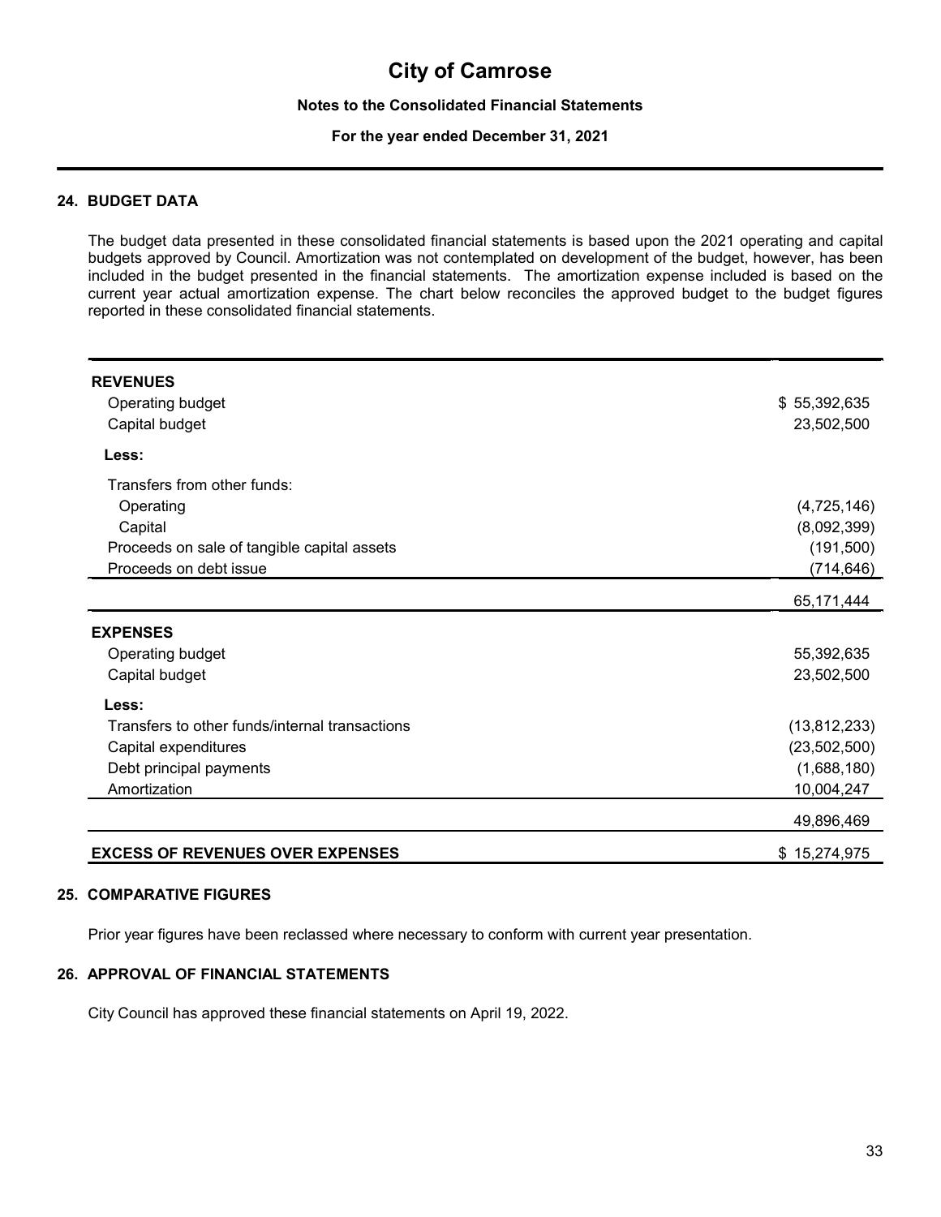# City of Camrose

**Notes to the Consolidated Financial Statements**

**For the year ended December 31, 2021**

## 24. BUDGET DATA

The budget data presented in these consolidated financial statements is based upon the 2021 operating and capital budgets approved by Council. Amortization was not contemplated on development of the budget, however, has been included in the budget presented in the financial statements. The amortization expense included is based on the current year actual amortization expense. The chart below reconciles the approved budget to the budget figures reported in these consolidated financial statements.

| | |
|---|---|
| **REVENUES** | |
| Operating budget | $ 55,392,635 |
| Capital budget | 23,502,500 |
| **Less:** | |
| Transfers from other funds: | |
| Operating | (4,725,146) |
| Capital | (8,092,399) |
| Proceeds on sale of tangible capital assets | (191,500) |
| Proceeds on debt issue | (714,646) |
| | 65,171,444 |
| **EXPENSES** | |
| Operating budget | 55,392,635 |
| Capital budget | 23,502,500 |
| **Less:** | |
| Transfers to other funds/internal transactions | (13,812,233) |
| Capital expenditures | (23,502,500) |
| Debt principal payments | (1,688,180) |
| Amortization | 10,004,247 |
| | 49,896,469 |
| **EXCESS OF REVENUES OVER EXPENSES** | $ 15,274,975 |

## 25. COMPARATIVE FIGURES

Prior year figures have been reclassed where necessary to conform with current year presentation.

## 26. APPROVAL OF FINANCIAL STATEMENTS

City Council has approved these financial statements on April 19, 2022.